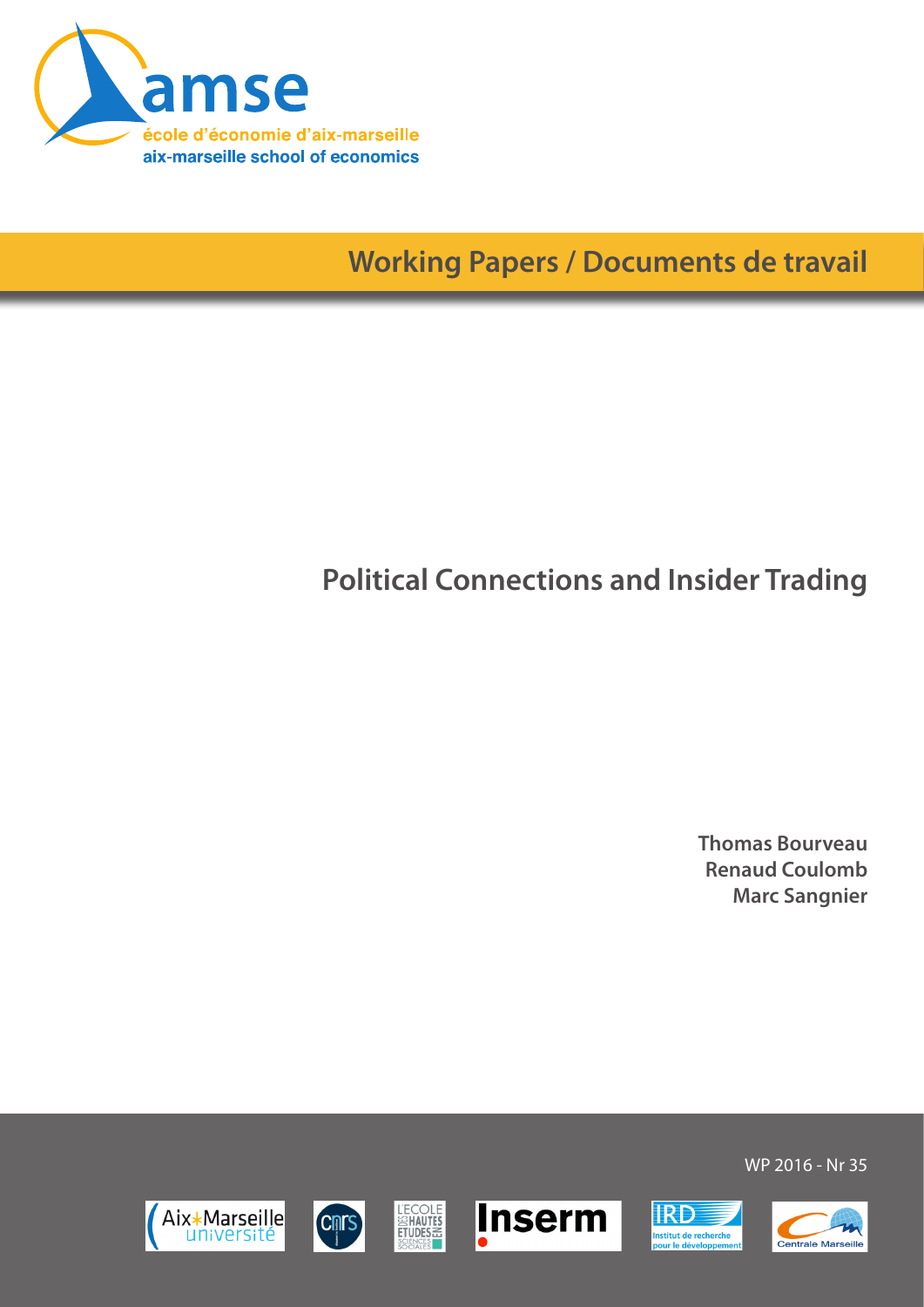amse

école d'économie d'aix-marseille

aix-marseille school of economics

**Working Papers / Documents de travail**

# Political Connections and Insider Trading

**Thomas Bourveau**
**Renaud Coulomb**
**Marc Sangnier**

WP 2016 - Nr 35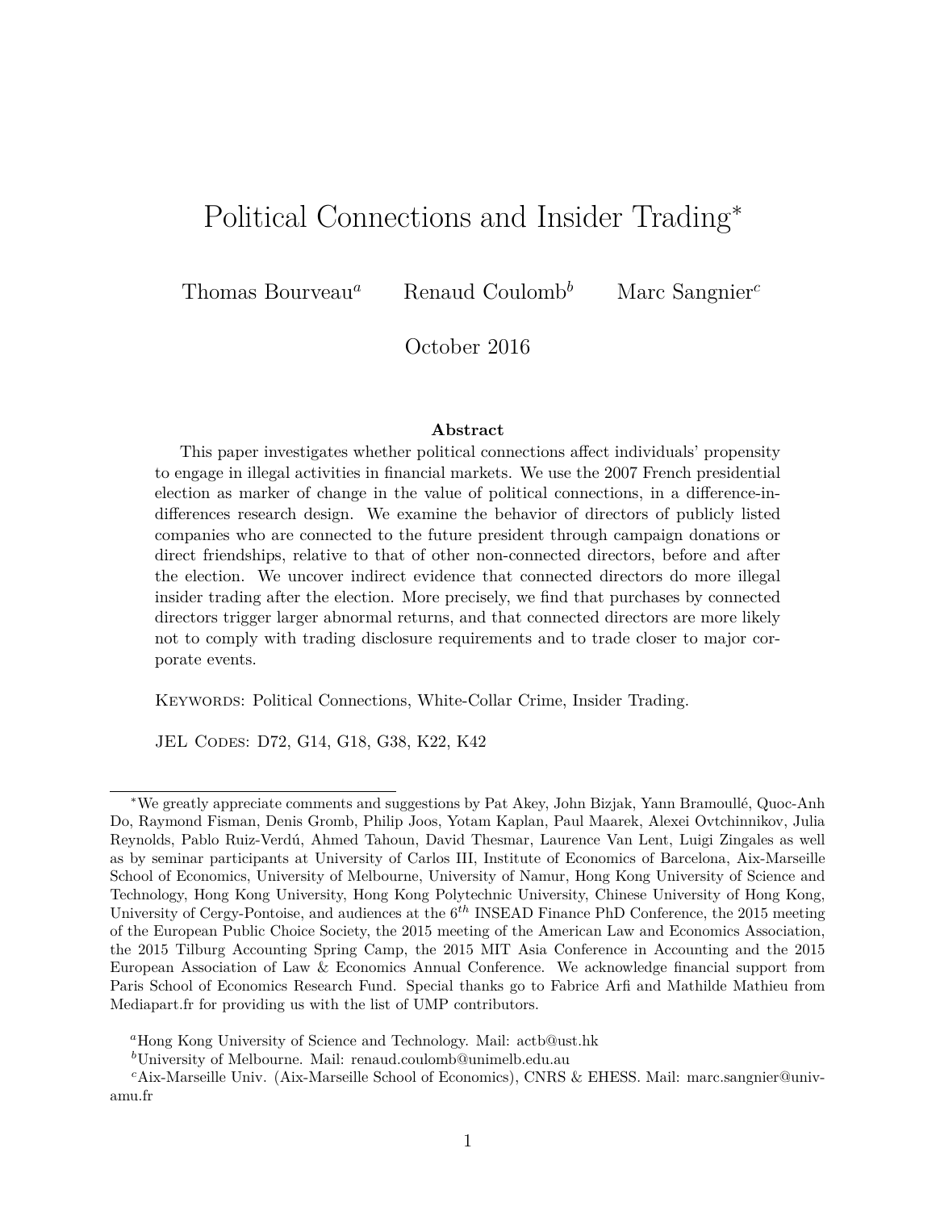# Political Connections and Insider Trading[*]

Thomas Bourveau[a] Renaud Coulomb[b] Marc Sangnier[c]

October 2016

### Abstract

This paper investigates whether political connections affect individuals' propensity to engage in illegal activities in financial markets. We use the 2007 French presidential election as marker of change in the value of political connections, in a difference-in-differences research design. We examine the behavior of directors of publicly listed companies who are connected to the future president through campaign donations or direct friendships, relative to that of other non-connected directors, before and after the election. We uncover indirect evidence that connected directors do more illegal insider trading after the election. More precisely, we find that purchases by connected directors trigger larger abnormal returns, and that connected directors are more likely not to comply with trading disclosure requirements and to trade closer to major corporate events.

Keywords: Political Connections, White-Collar Crime, Insider Trading.

JEL Codes: D72, G14, G18, G38, K22, K42

---

[*] We greatly appreciate comments and suggestions by Pat Akey, John Bizjak, Yann Bramoullé, Quoc-Anh Do, Raymond Fisman, Denis Gromb, Philip Joos, Yotam Kaplan, Paul Maarek, Alexei Ovtchinnikov, Julia Reynolds, Pablo Ruiz-Verdú, Ahmed Tahoun, David Thesmar, Laurence Van Lent, Luigi Zingales as well as by seminar participants at University of Carlos III, Institute of Economics of Barcelona, Aix-Marseille School of Economics, University of Melbourne, University of Namur, Hong Kong University of Science and Technology, Hong Kong University, Hong Kong Polytechnic University, Chinese University of Hong Kong, University of Cergy-Pontoise, and audiences at the 6th INSEAD Finance PhD Conference, the 2015 meeting of the European Public Choice Society, the 2015 meeting of the American Law and Economics Association, the 2015 Tilburg Accounting Spring Camp, the 2015 MIT Asia Conference in Accounting and the 2015 European Association of Law & Economics Annual Conference. We acknowledge financial support from Paris School of Economics Research Fund. Special thanks go to Fabrice Arfi and Mathilde Mathieu from Mediapart.fr for providing us with the list of UMP contributors.

[a] Hong Kong University of Science and Technology. Mail: actb@ust.hk

[b] University of Melbourne. Mail: renaud.coulomb@unimelb.edu.au

[c] Aix-Marseille Univ. (Aix-Marseille School of Economics), CNRS & EHESS. Mail: marc.sangnier@univ-amu.fr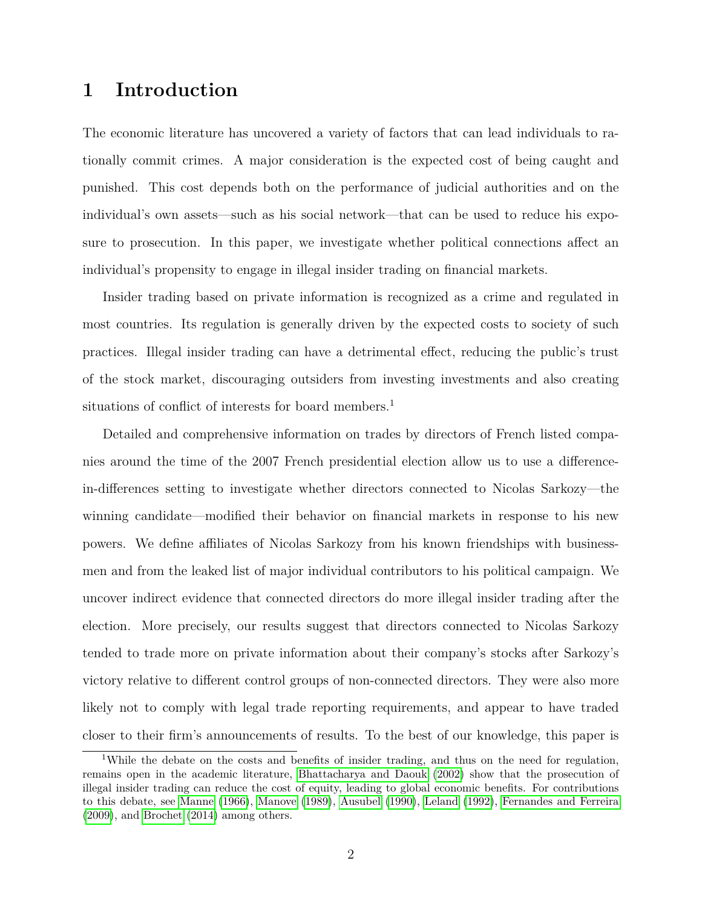# 1 Introduction

The economic literature has uncovered a variety of factors that can lead individuals to rationally commit crimes. A major consideration is the expected cost of being caught and punished. This cost depends both on the performance of judicial authorities and on the individual's own assets—such as his social network—that can be used to reduce his exposure to prosecution. In this paper, we investigate whether political connections affect an individual's propensity to engage in illegal insider trading on financial markets.

Insider trading based on private information is recognized as a crime and regulated in most countries. Its regulation is generally driven by the expected costs to society of such practices. Illegal insider trading can have a detrimental effect, reducing the public's trust of the stock market, discouraging outsiders from investing investments and also creating situations of conflict of interests for board members.[1]

Detailed and comprehensive information on trades by directors of French listed companies around the time of the 2007 French presidential election allow us to use a difference-in-differences setting to investigate whether directors connected to Nicolas Sarkozy—the winning candidate—modified their behavior on financial markets in response to his new powers. We define affiliates of Nicolas Sarkozy from his known friendships with businessmen and from the leaked list of major individual contributors to his political campaign. We uncover indirect evidence that connected directors do more illegal insider trading after the election. More precisely, our results suggest that directors connected to Nicolas Sarkozy tended to trade more on private information about their company's stocks after Sarkozy's victory relative to different control groups of non-connected directors. They were also more likely not to comply with legal trade reporting requirements, and appear to have traded closer to their firm's announcements of results. To the best of our knowledge, this paper is

[1] While the debate on the costs and benefits of insider trading, and thus on the need for regulation, remains open in the academic literature, Bhattacharya and Daouk (2002) show that the prosecution of illegal insider trading can reduce the cost of equity, leading to global economic benefits. For contributions to this debate, see Manne (1966), Manove (1989), Ausubel (1990), Leland (1992), Fernandes and Ferreira (2009), and Brochet (2014) among others.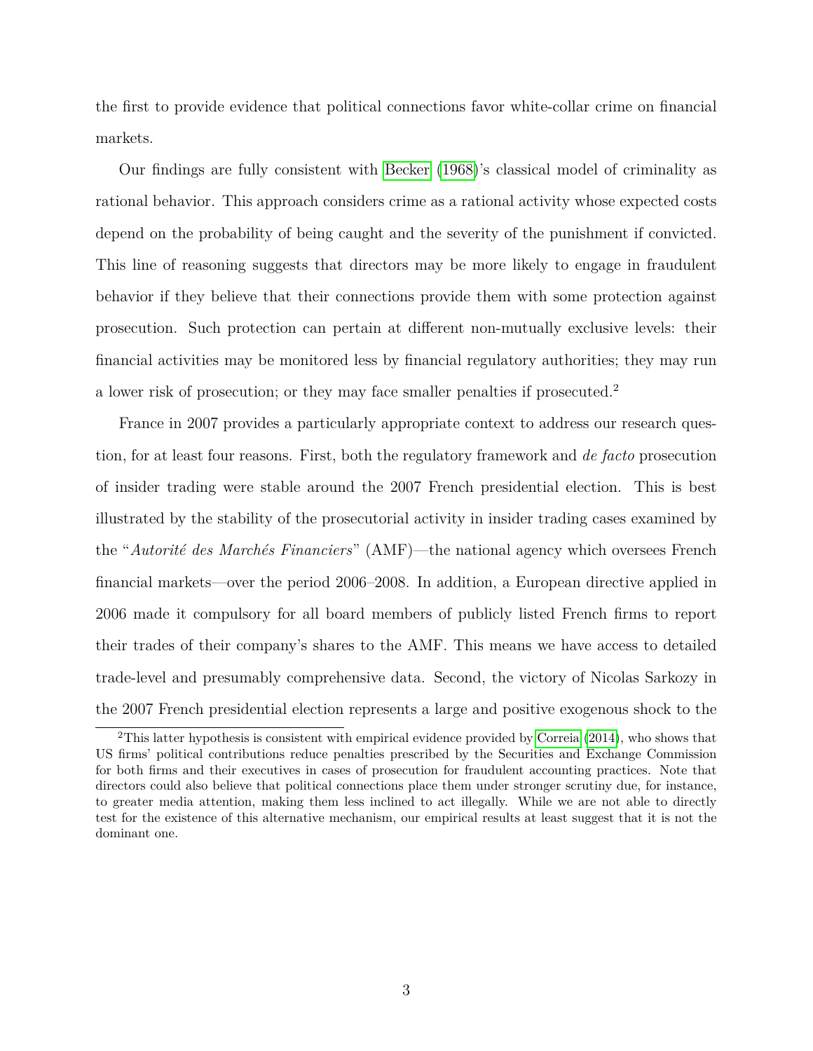the first to provide evidence that political connections favor white-collar crime on financial markets.

Our findings are fully consistent with Becker (1968)'s classical model of criminality as rational behavior. This approach considers crime as a rational activity whose expected costs depend on the probability of being caught and the severity of the punishment if convicted. This line of reasoning suggests that directors may be more likely to engage in fraudulent behavior if they believe that their connections provide them with some protection against prosecution. Such protection can pertain at different non-mutually exclusive levels: their financial activities may be monitored less by financial regulatory authorities; they may run a lower risk of prosecution; or they may face smaller penalties if prosecuted.[2]

France in 2007 provides a particularly appropriate context to address our research question, for at least four reasons. First, both the regulatory framework and *de facto* prosecution of insider trading were stable around the 2007 French presidential election. This is best illustrated by the stability of the prosecutorial activity in insider trading cases examined by the "*Autorité des Marchés Financiers*" (AMF)—the national agency which oversees French financial markets—over the period 2006–2008. In addition, a European directive applied in 2006 made it compulsory for all board members of publicly listed French firms to report their trades of their company's shares to the AMF. This means we have access to detailed trade-level and presumably comprehensive data. Second, the victory of Nicolas Sarkozy in the 2007 French presidential election represents a large and positive exogenous shock to the

[2] This latter hypothesis is consistent with empirical evidence provided by Correia (2014), who shows that US firms' political contributions reduce penalties prescribed by the Securities and Exchange Commission for both firms and their executives in cases of prosecution for fraudulent accounting practices. Note that directors could also believe that political connections place them under stronger scrutiny due, for instance, to greater media attention, making them less inclined to act illegally. While we are not able to directly test for the existence of this alternative mechanism, our empirical results at least suggest that it is not the dominant one.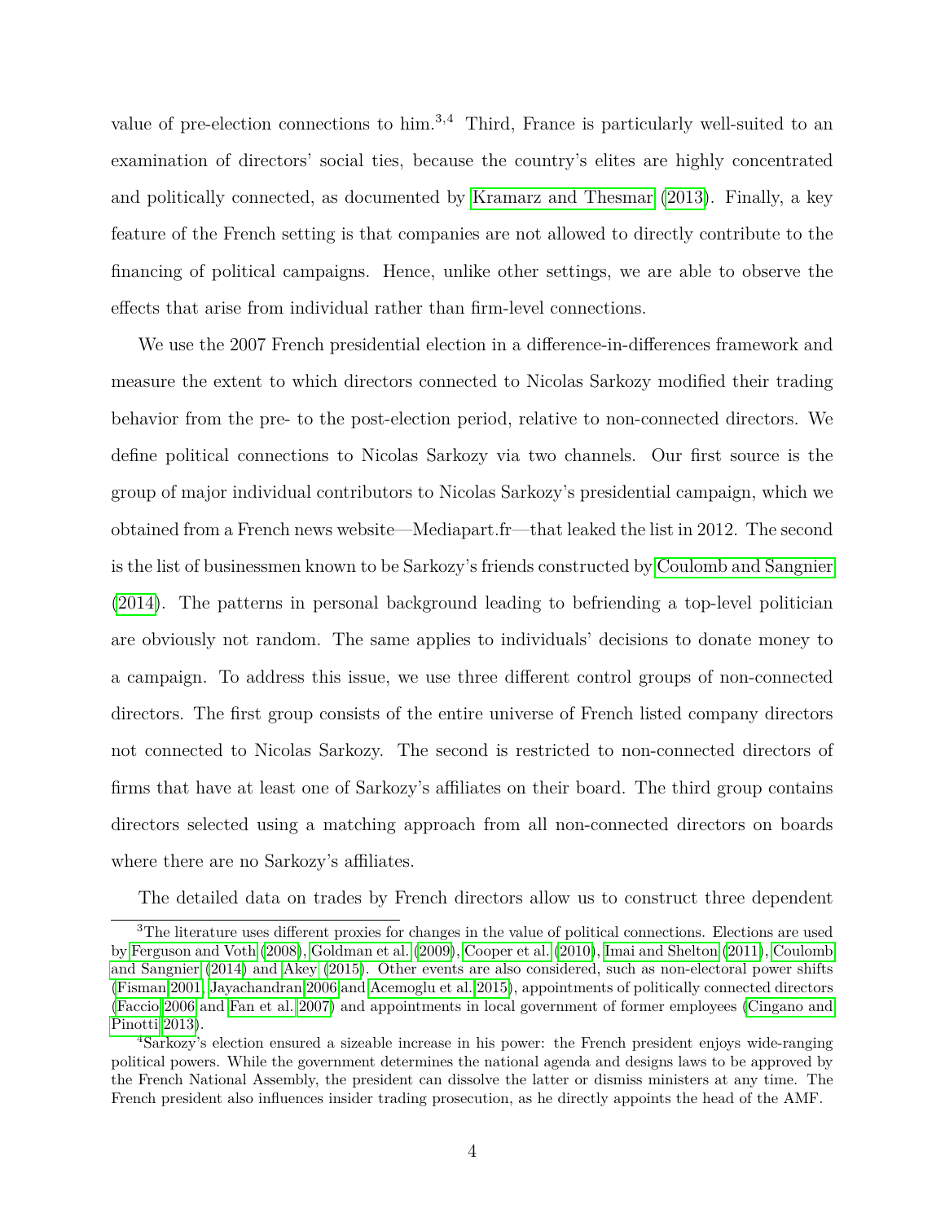value of pre-election connections to him.[3,4] Third, France is particularly well-suited to an examination of directors' social ties, because the country's elites are highly concentrated and politically connected, as documented by Kramarz and Thesmar (2013). Finally, a key feature of the French setting is that companies are not allowed to directly contribute to the financing of political campaigns. Hence, unlike other settings, we are able to observe the effects that arise from individual rather than firm-level connections.

We use the 2007 French presidential election in a difference-in-differences framework and measure the extent to which directors connected to Nicolas Sarkozy modified their trading behavior from the pre- to the post-election period, relative to non-connected directors. We define political connections to Nicolas Sarkozy via two channels. Our first source is the group of major individual contributors to Nicolas Sarkozy's presidential campaign, which we obtained from a French news website—Mediapart.fr—that leaked the list in 2012. The second is the list of businessmen known to be Sarkozy's friends constructed by Coulomb and Sangnier (2014). The patterns in personal background leading to befriending a top-level politician are obviously not random. The same applies to individuals' decisions to donate money to a campaign. To address this issue, we use three different control groups of non-connected directors. The first group consists of the entire universe of French listed company directors not connected to Nicolas Sarkozy. The second is restricted to non-connected directors of firms that have at least one of Sarkozy's affiliates on their board. The third group contains directors selected using a matching approach from all non-connected directors on boards where there are no Sarkozy's affiliates.

The detailed data on trades by French directors allow us to construct three dependent

---

[3] The literature uses different proxies for changes in the value of political connections. Elections are used by Ferguson and Voth (2008), Goldman et al. (2009), Cooper et al. (2010), Imai and Shelton (2011), Coulomb and Sangnier (2014) and Akey (2015). Other events are also considered, such as non-electoral power shifts (Fisman 2001, Jayachandran 2006 and Acemoglu et al. 2015), appointments of politically connected directors (Faccio 2006 and Fan et al. 2007) and appointments in local government of former employees (Cingano and Pinotti 2013).

[4] Sarkozy's election ensured a sizeable increase in his power: the French president enjoys wide-ranging political powers. While the government determines the national agenda and designs laws to be approved by the French National Assembly, the president can dissolve the latter or dismiss ministers at any time. The French president also influences insider trading prosecution, as he directly appoints the head of the AMF.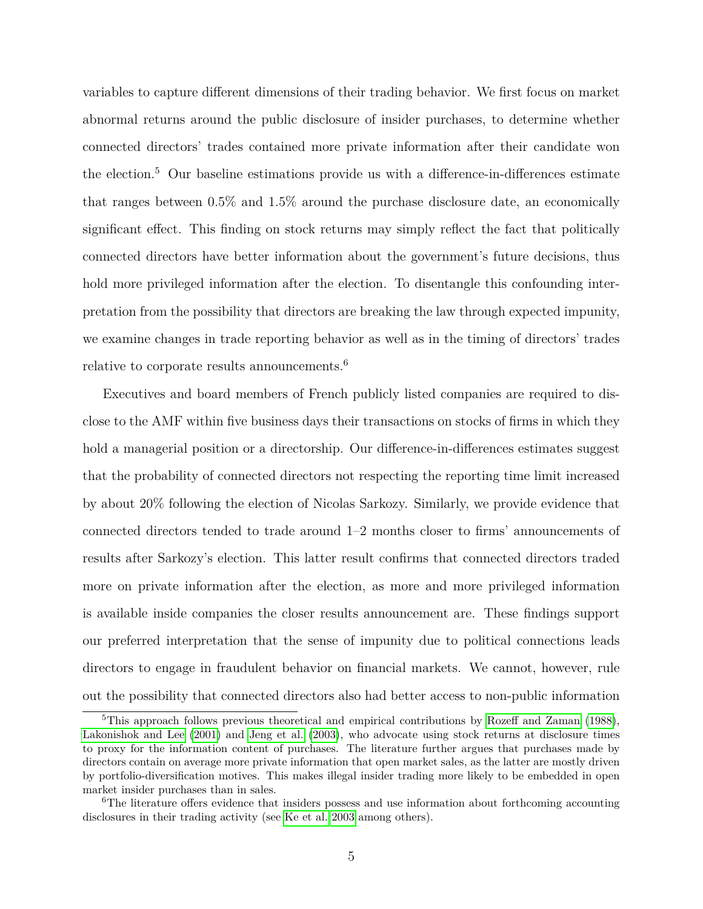variables to capture different dimensions of their trading behavior. We first focus on market abnormal returns around the public disclosure of insider purchases, to determine whether connected directors' trades contained more private information after their candidate won the election.[5] Our baseline estimations provide us with a difference-in-differences estimate that ranges between 0.5% and 1.5% around the purchase disclosure date, an economically significant effect. This finding on stock returns may simply reflect the fact that politically connected directors have better information about the government's future decisions, thus hold more privileged information after the election. To disentangle this confounding interpretation from the possibility that directors are breaking the law through expected impunity, we examine changes in trade reporting behavior as well as in the timing of directors' trades relative to corporate results announcements.[6]

Executives and board members of French publicly listed companies are required to disclose to the AMF within five business days their transactions on stocks of firms in which they hold a managerial position or a directorship. Our difference-in-differences estimates suggest that the probability of connected directors not respecting the reporting time limit increased by about 20% following the election of Nicolas Sarkozy. Similarly, we provide evidence that connected directors tended to trade around 1–2 months closer to firms' announcements of results after Sarkozy's election. This latter result confirms that connected directors traded more on private information after the election, as more and more privileged information is available inside companies the closer results announcement are. These findings support our preferred interpretation that the sense of impunity due to political connections leads directors to engage in fraudulent behavior on financial markets. We cannot, however, rule out the possibility that connected directors also had better access to non-public information

[5] This approach follows previous theoretical and empirical contributions by Rozeff and Zaman (1988), Lakonishok and Lee (2001) and Jeng et al. (2003), who advocate using stock returns at disclosure times to proxy for the information content of purchases. The literature further argues that purchases made by directors contain on average more private information that open market sales, as the latter are mostly driven by portfolio-diversification motives. This makes illegal insider trading more likely to be embedded in open market insider purchases than in sales.

[6] The literature offers evidence that insiders possess and use information about forthcoming accounting disclosures in their trading activity (see Ke et al. 2003 among others).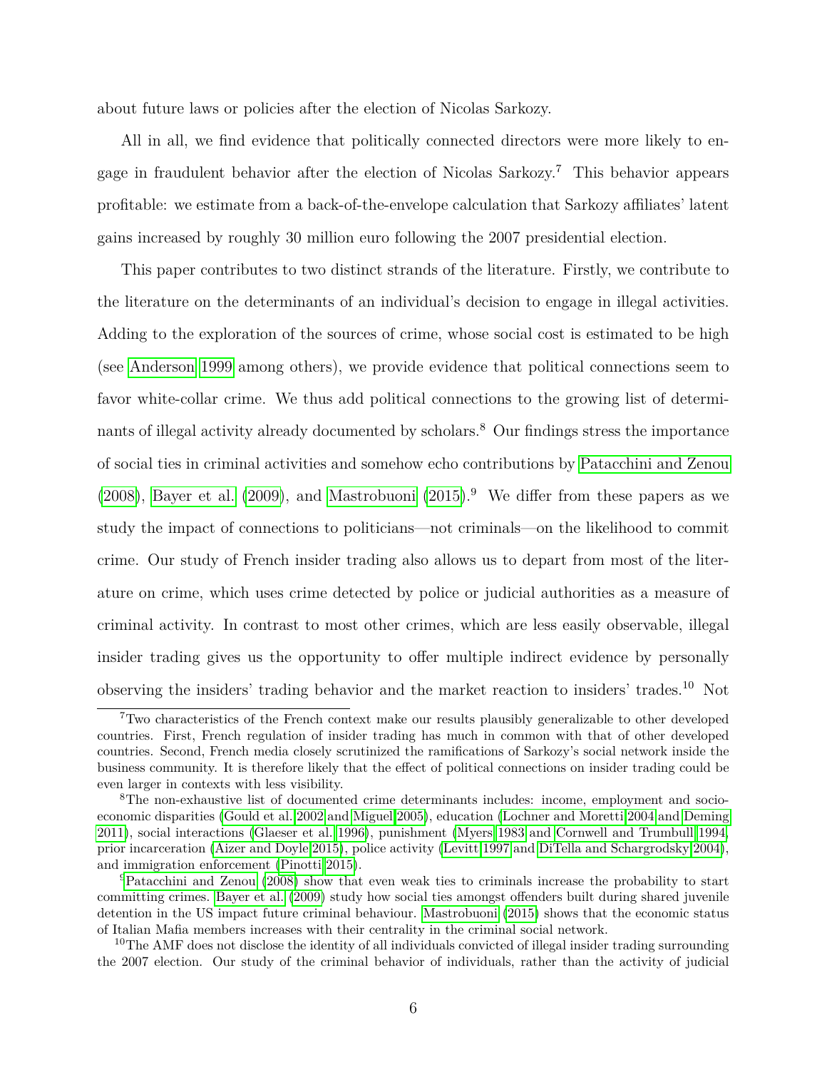about future laws or policies after the election of Nicolas Sarkozy.

All in all, we find evidence that politically connected directors were more likely to engage in fraudulent behavior after the election of Nicolas Sarkozy.[7] This behavior appears profitable: we estimate from a back-of-the-envelope calculation that Sarkozy affiliates' latent gains increased by roughly 30 million euro following the 2007 presidential election.

This paper contributes to two distinct strands of the literature. Firstly, we contribute to the literature on the determinants of an individual's decision to engage in illegal activities. Adding to the exploration of the sources of crime, whose social cost is estimated to be high (see Anderson 1999 among others), we provide evidence that political connections seem to favor white-collar crime. We thus add political connections to the growing list of determinants of illegal activity already documented by scholars.[8] Our findings stress the importance of social ties in criminal activities and somehow echo contributions by Patacchini and Zenou (2008), Bayer et al. (2009), and Mastrobuoni (2015).[9] We differ from these papers as we study the impact of connections to politicians—not criminals—on the likelihood to commit crime. Our study of French insider trading also allows us to depart from most of the literature on crime, which uses crime detected by police or judicial authorities as a measure of criminal activity. In contrast to most other crimes, which are less easily observable, illegal insider trading gives us the opportunity to offer multiple indirect evidence by personally observing the insiders' trading behavior and the market reaction to insiders' trades.[10] Not

---

[7] Two characteristics of the French context make our results plausibly generalizable to other developed countries. First, French regulation of insider trading has much in common with that of other developed countries. Second, French media closely scrutinized the ramifications of Sarkozy's social network inside the business community. It is therefore likely that the effect of political connections on insider trading could be even larger in contexts with less visibility.

[8] The non-exhaustive list of documented crime determinants includes: income, employment and socio-economic disparities (Gould et al. 2002 and Miguel 2005), education (Lochner and Moretti 2004 and Deming 2011), social interactions (Glaeser et al. 1996), punishment (Myers 1983 and Cornwell and Trumbull 1994, prior incarceration (Aizer and Doyle 2015), police activity (Levitt 1997 and DiTella and Schargrodsky 2004), and immigration enforcement (Pinotti 2015).

[9] Patacchini and Zenou (2008) show that even weak ties to criminals increase the probability to start committing crimes. Bayer et al. (2009) study how social ties amongst offenders built during shared juvenile detention in the US impact future criminal behaviour. Mastrobuoni (2015) shows that the economic status of Italian Mafia members increases with their centrality in the criminal social network.

[10] The AMF does not disclose the identity of all individuals convicted of illegal insider trading surrounding the 2007 election. Our study of the criminal behavior of individuals, rather than the activity of judicial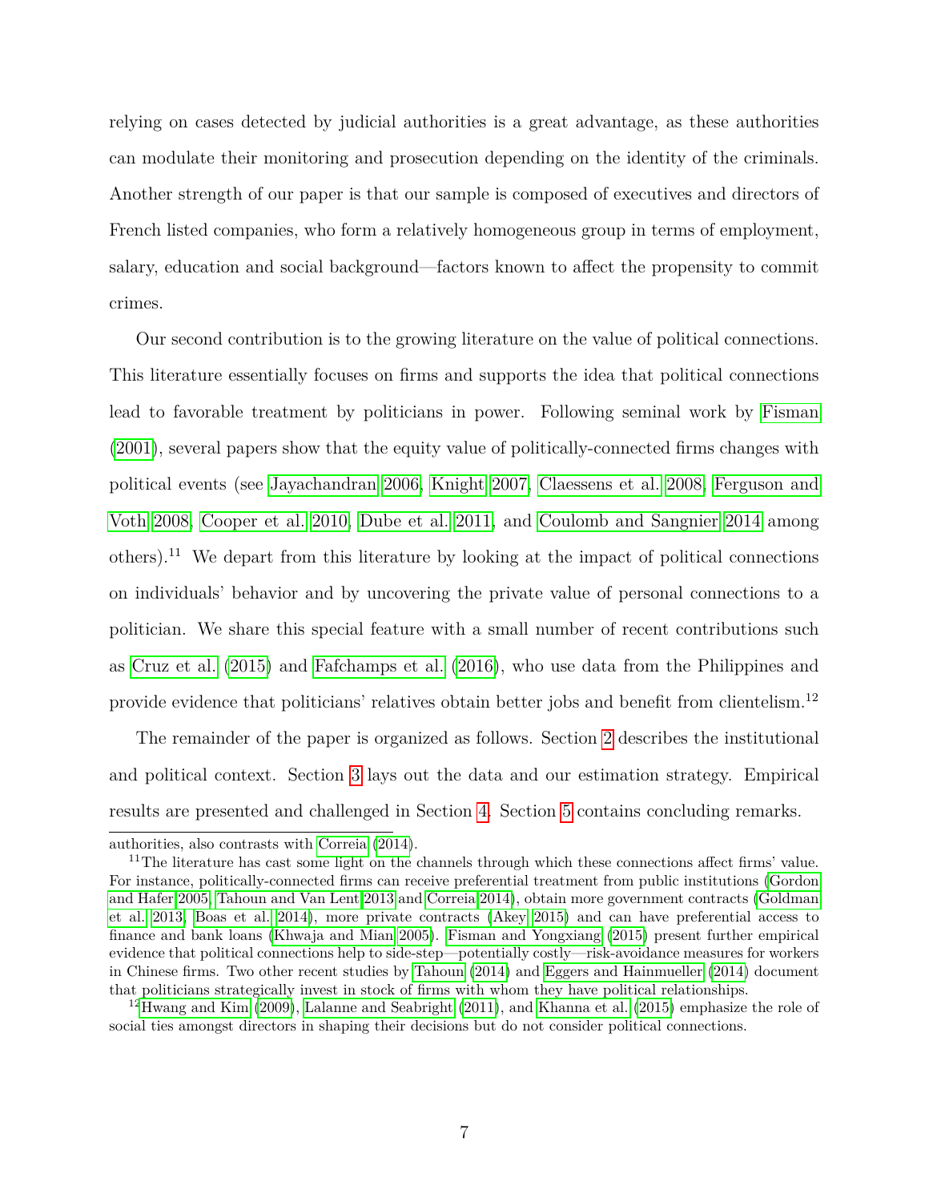relying on cases detected by judicial authorities is a great advantage, as these authorities can modulate their monitoring and prosecution depending on the identity of the criminals. Another strength of our paper is that our sample is composed of executives and directors of French listed companies, who form a relatively homogeneous group in terms of employment, salary, education and social background—factors known to affect the propensity to commit crimes.

Our second contribution is to the growing literature on the value of political connections. This literature essentially focuses on firms and supports the idea that political connections lead to favorable treatment by politicians in power. Following seminal work by Fisman (2001), several papers show that the equity value of politically-connected firms changes with political events (see Jayachandran 2006, Knight 2007, Claessens et al. 2008, Ferguson and Voth 2008, Cooper et al. 2010, Dube et al. 2011, and Coulomb and Sangnier 2014 among others).[11] We depart from this literature by looking at the impact of political connections on individuals' behavior and by uncovering the private value of personal connections to a politician. We share this special feature with a small number of recent contributions such as Cruz et al. (2015) and Fafchamps et al. (2016), who use data from the Philippines and provide evidence that politicians' relatives obtain better jobs and benefit from clientelism.[12]

The remainder of the paper is organized as follows. Section 2 describes the institutional and political context. Section 3 lays out the data and our estimation strategy. Empirical results are presented and challenged in Section 4. Section 5 contains concluding remarks.

authorities, also contrasts with Correia (2014).

[11] The literature has cast some light on the channels through which these connections affect firms' value. For instance, politically-connected firms can receive preferential treatment from public institutions (Gordon and Hafer 2005, Tahoun and Van Lent 2013 and Correia 2014), obtain more government contracts (Goldman et al. 2013, Boas et al. 2014), more private contracts (Akey 2015) and can have preferential access to finance and bank loans (Khwaja and Mian 2005). Fisman and Yongxiang (2015) present further empirical evidence that political connections help to side-step—potentially costly—risk-avoidance measures for workers in Chinese firms. Two other recent studies by Tahoun (2014) and Eggers and Hainmueller (2014) document that politicians strategically invest in stock of firms with whom they have political relationships.

[12] Hwang and Kim (2009), Lalanne and Seabright (2011), and Khanna et al. (2015) emphasize the role of social ties amongst directors in shaping their decisions but do not consider political connections.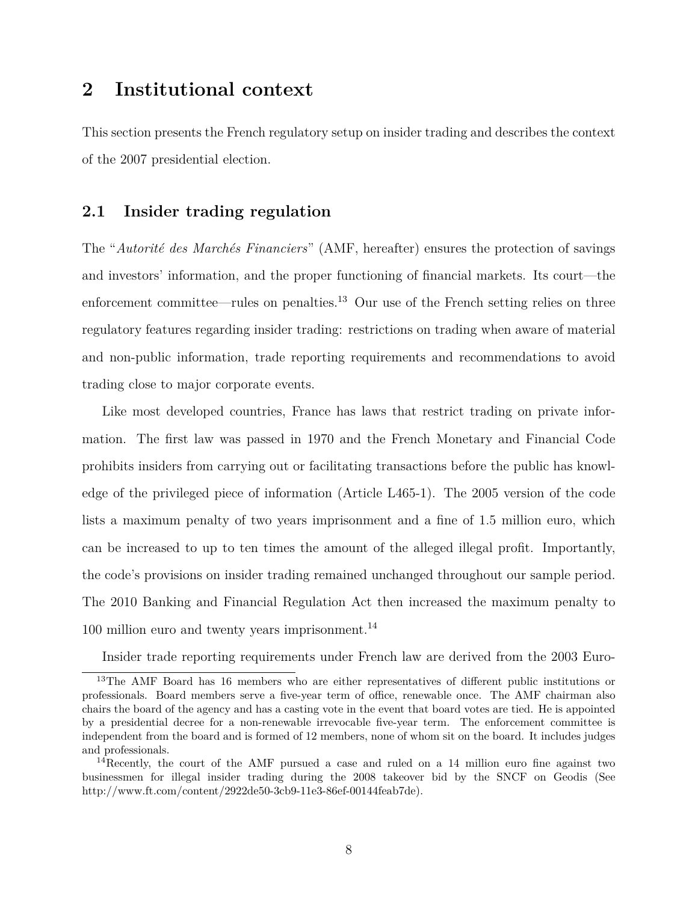# 2 Institutional context

This section presents the French regulatory setup on insider trading and describes the context of the 2007 presidential election.

## 2.1 Insider trading regulation

The "*Autorité des Marchés Financiers*" (AMF, hereafter) ensures the protection of savings and investors' information, and the proper functioning of financial markets. Its court—the enforcement committee—rules on penalties.[13] Our use of the French setting relies on three regulatory features regarding insider trading: restrictions on trading when aware of material and non-public information, trade reporting requirements and recommendations to avoid trading close to major corporate events.

Like most developed countries, France has laws that restrict trading on private information. The first law was passed in 1970 and the French Monetary and Financial Code prohibits insiders from carrying out or facilitating transactions before the public has knowledge of the privileged piece of information (Article L465-1). The 2005 version of the code lists a maximum penalty of two years imprisonment and a fine of 1.5 million euro, which can be increased to up to ten times the amount of the alleged illegal profit. Importantly, the code's provisions on insider trading remained unchanged throughout our sample period. The 2010 Banking and Financial Regulation Act then increased the maximum penalty to 100 million euro and twenty years imprisonment.[14]

Insider trade reporting requirements under French law are derived from the 2003 Euro-

[13] The AMF Board has 16 members who are either representatives of different public institutions or professionals. Board members serve a five-year term of office, renewable once. The AMF chairman also chairs the board of the agency and has a casting vote in the event that board votes are tied. He is appointed by a presidential decree for a non-renewable irrevocable five-year term. The enforcement committee is independent from the board and is formed of 12 members, none of whom sit on the board. It includes judges and professionals.

[14] Recently, the court of the AMF pursued a case and ruled on a 14 million euro fine against two businessmen for illegal insider trading during the 2008 takeover bid by the SNCF on Geodis (See http://www.ft.com/content/2922de50-3cb9-11e3-86ef-00144feab7de).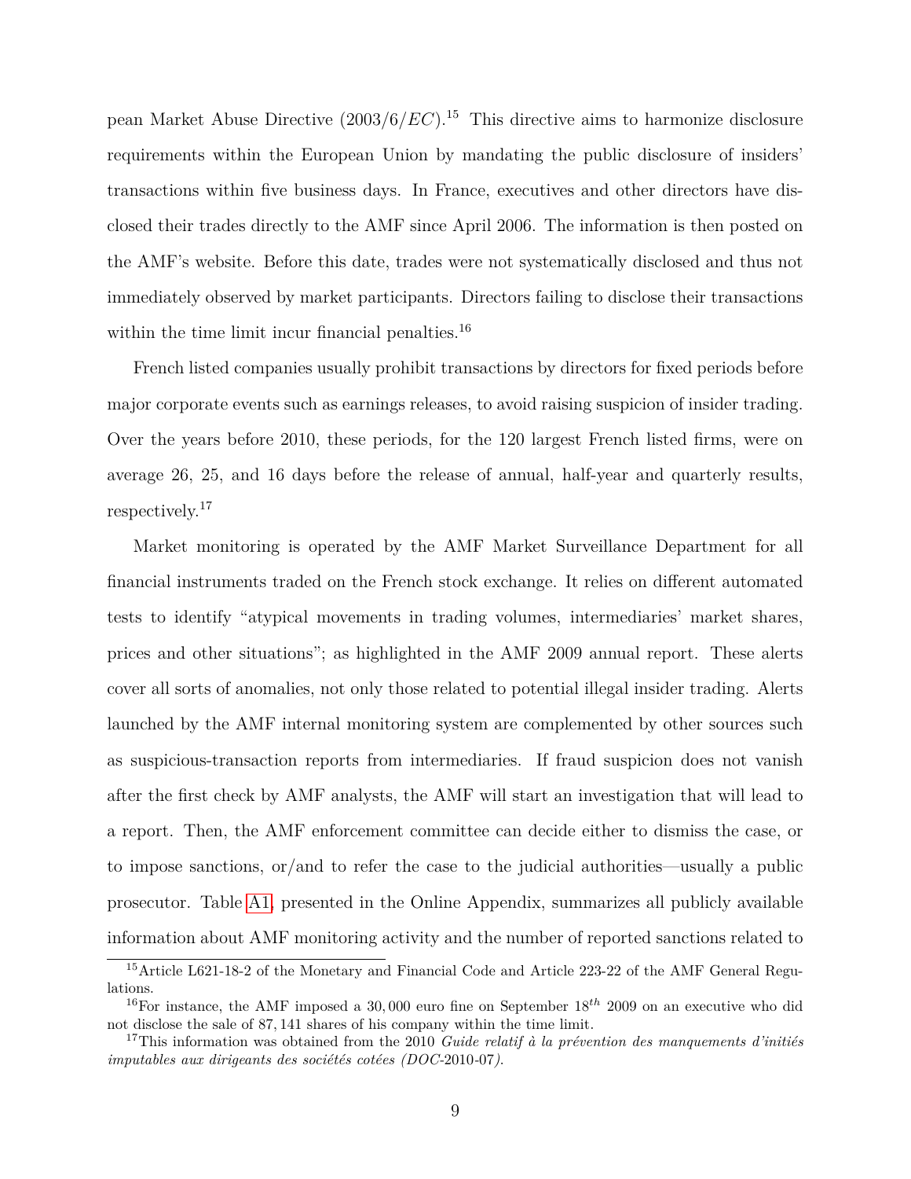pean Market Abuse Directive ($2003/6/EC$).[15] This directive aims to harmonize disclosure requirements within the European Union by mandating the public disclosure of insiders' transactions within five business days. In France, executives and other directors have disclosed their trades directly to the AMF since April 2006. The information is then posted on the AMF's website. Before this date, trades were not systematically disclosed and thus not immediately observed by market participants. Directors failing to disclose their transactions within the time limit incur financial penalties.[16]

French listed companies usually prohibit transactions by directors for fixed periods before major corporate events such as earnings releases, to avoid raising suspicion of insider trading. Over the years before 2010, these periods, for the 120 largest French listed firms, were on average 26, 25, and 16 days before the release of annual, half-year and quarterly results, respectively.[17]

Market monitoring is operated by the AMF Market Surveillance Department for all financial instruments traded on the French stock exchange. It relies on different automated tests to identify "atypical movements in trading volumes, intermediaries' market shares, prices and other situations"; as highlighted in the AMF 2009 annual report. These alerts cover all sorts of anomalies, not only those related to potential illegal insider trading. Alerts launched by the AMF internal monitoring system are complemented by other sources such as suspicious-transaction reports from intermediaries. If fraud suspicion does not vanish after the first check by AMF analysts, the AMF will start an investigation that will lead to a report. Then, the AMF enforcement committee can decide either to dismiss the case, or to impose sanctions, or/and to refer the case to the judicial authorities—usually a public prosecutor. Table A1, presented in the Online Appendix, summarizes all publicly available information about AMF monitoring activity and the number of reported sanctions related to

[15] Article L621-18-2 of the Monetary and Financial Code and Article 223-22 of the AMF General Regulations.

[16] For instance, the AMF imposed a 30,000 euro fine on September $18^{th}$ 2009 on an executive who did not disclose the sale of 87,141 shares of his company within the time limit.

[17] This information was obtained from the 2010 *Guide relatif à la prévention des manquements d'initiés imputables aux dirigeants des sociétés cotées (DOC-*2010-07*)*.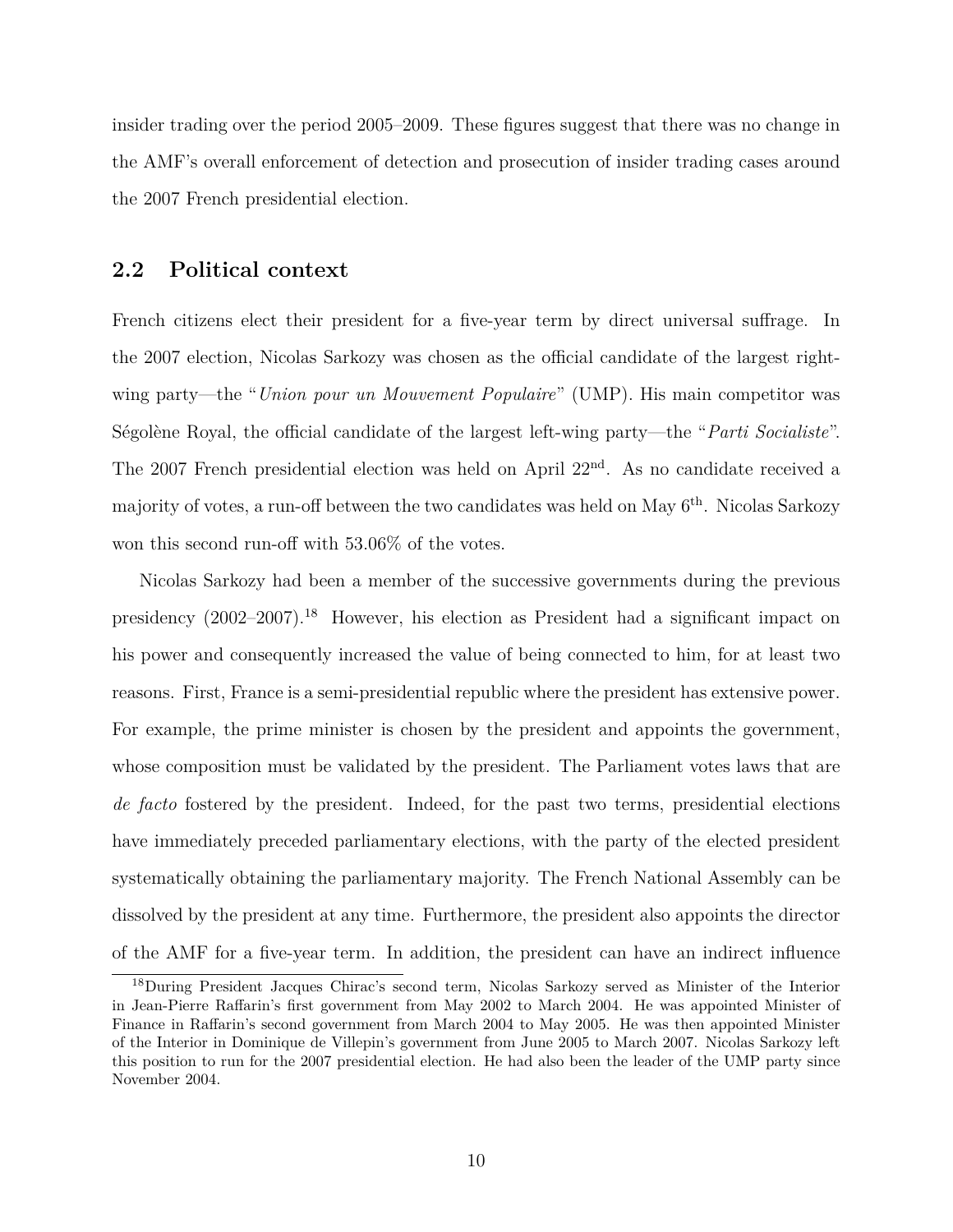insider trading over the period 2005–2009. These figures suggest that there was no change in the AMF's overall enforcement of detection and prosecution of insider trading cases around the 2007 French presidential election.

## 2.2 Political context

French citizens elect their president for a five-year term by direct universal suffrage. In the 2007 election, Nicolas Sarkozy was chosen as the official candidate of the largest right-wing party—the "*Union pour un Mouvement Populaire*" (UMP). His main competitor was Ségolène Royal, the official candidate of the largest left-wing party—the "*Parti Socialiste*". The 2007 French presidential election was held on April 22$^{\text{nd}}$. As no candidate received a majority of votes, a run-off between the two candidates was held on May 6$^{\text{th}}$. Nicolas Sarkozy won this second run-off with 53.06% of the votes.

Nicolas Sarkozy had been a member of the successive governments during the previous presidency (2002–2007).[18] However, his election as President had a significant impact on his power and consequently increased the value of being connected to him, for at least two reasons. First, France is a semi-presidential republic where the president has extensive power. For example, the prime minister is chosen by the president and appoints the government, whose composition must be validated by the president. The Parliament votes laws that are *de facto* fostered by the president. Indeed, for the past two terms, presidential elections have immediately preceded parliamentary elections, with the party of the elected president systematically obtaining the parliamentary majority. The French National Assembly can be dissolved by the president at any time. Furthermore, the president also appoints the director of the AMF for a five-year term. In addition, the president can have an indirect influence

[18] During President Jacques Chirac's second term, Nicolas Sarkozy served as Minister of the Interior in Jean-Pierre Raffarin's first government from May 2002 to March 2004. He was appointed Minister of Finance in Raffarin's second government from March 2004 to May 2005. He was then appointed Minister of the Interior in Dominique de Villepin's government from June 2005 to March 2007. Nicolas Sarkozy left this position to run for the 2007 presidential election. He had also been the leader of the UMP party since November 2004.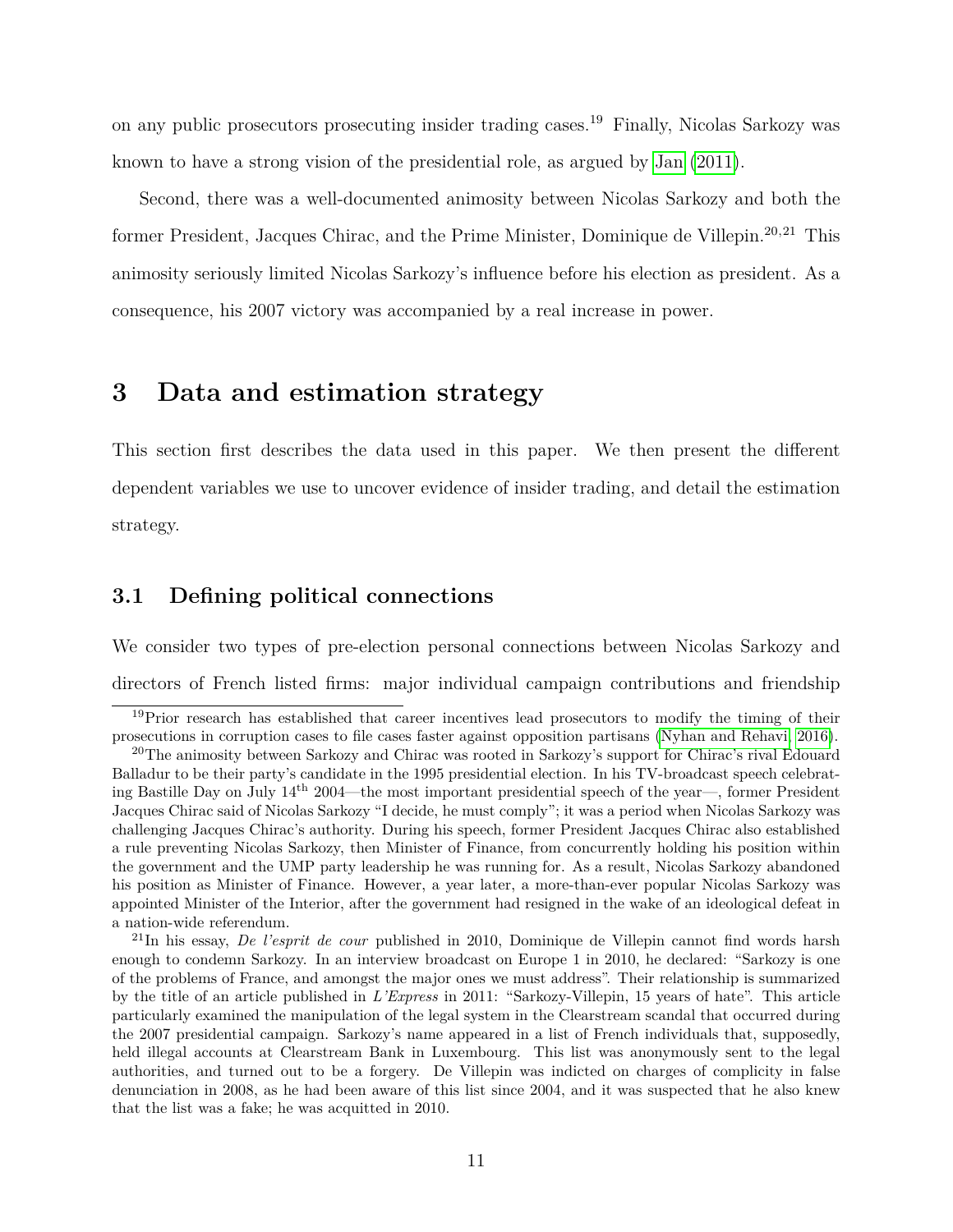on any public prosecutors prosecuting insider trading cases.[19] Finally, Nicolas Sarkozy was known to have a strong vision of the presidential role, as argued by Jan (2011).

Second, there was a well-documented animosity between Nicolas Sarkozy and both the former President, Jacques Chirac, and the Prime Minister, Dominique de Villepin.[20,21] This animosity seriously limited Nicolas Sarkozy's influence before his election as president. As a consequence, his 2007 victory was accompanied by a real increase in power.

# 3 Data and estimation strategy

This section first describes the data used in this paper. We then present the different dependent variables we use to uncover evidence of insider trading, and detail the estimation strategy.

## 3.1 Defining political connections

We consider two types of pre-election personal connections between Nicolas Sarkozy and directors of French listed firms: major individual campaign contributions and friendship

[19] Prior research has established that career incentives lead prosecutors to modify the timing of their prosecutions in corruption cases to file cases faster against opposition partisans (Nyhan and Rehavi, 2016).

[20] The animosity between Sarkozy and Chirac was rooted in Sarkozy's support for Chirac's rival Edouard Balladur to be their party's candidate in the 1995 presidential election. In his TV-broadcast speech celebrating Bastille Day on July 14th 2004—the most important presidential speech of the year—, former President Jacques Chirac said of Nicolas Sarkozy "I decide, he must comply"; it was a period when Nicolas Sarkozy was challenging Jacques Chirac's authority. During his speech, former President Jacques Chirac also established a rule preventing Nicolas Sarkozy, then Minister of Finance, from concurrently holding his position within the government and the UMP party leadership he was running for. As a result, Nicolas Sarkozy abandoned his position as Minister of Finance. However, a year later, a more-than-ever popular Nicolas Sarkozy was appointed Minister of the Interior, after the government had resigned in the wake of an ideological defeat in a nation-wide referendum.

[21] In his essay, *De l'esprit de cour* published in 2010, Dominique de Villepin cannot find words harsh enough to condemn Sarkozy. In an interview broadcast on Europe 1 in 2010, he declared: "Sarkozy is one of the problems of France, and amongst the major ones we must address". Their relationship is summarized by the title of an article published in *L'Express* in 2011: "Sarkozy-Villepin, 15 years of hate". This article particularly examined the manipulation of the legal system in the Clearstream scandal that occurred during the 2007 presidential campaign. Sarkozy's name appeared in a list of French individuals that, supposedly, held illegal accounts at Clearstream Bank in Luxembourg. This list was anonymously sent to the legal authorities, and turned out to be a forgery. De Villepin was indicted on charges of complicity in false denunciation in 2008, as he had been aware of this list since 2004, and it was suspected that he also knew that the list was a fake; he was acquitted in 2010.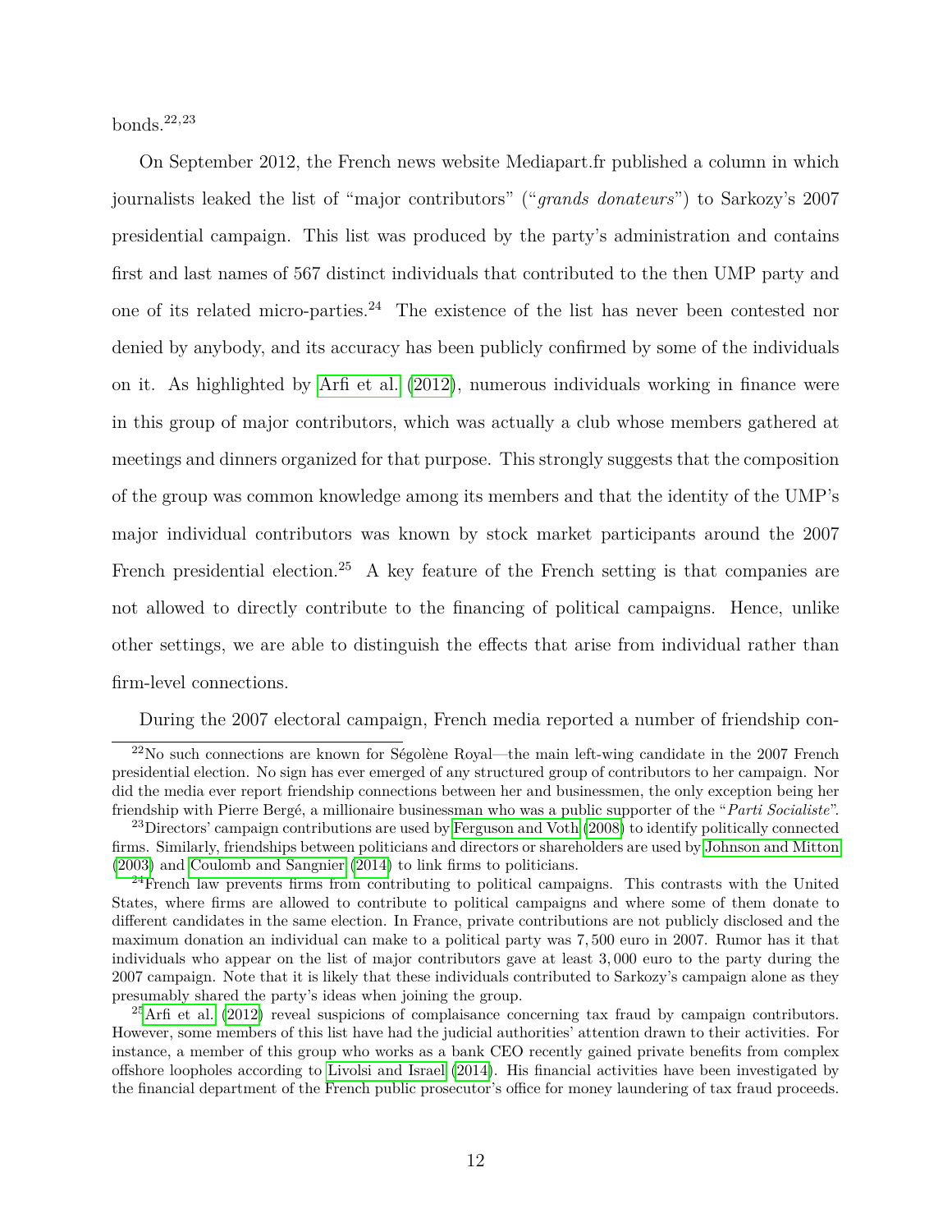bonds.[22,23]

On September 2012, the French news website Mediapart.fr published a column in which journalists leaked the list of "major contributors" ("*grands donateurs*") to Sarkozy's 2007 presidential campaign. This list was produced by the party's administration and contains first and last names of 567 distinct individuals that contributed to the then UMP party and one of its related micro-parties.[24] The existence of the list has never been contested nor denied by anybody, and its accuracy has been publicly confirmed by some of the individuals on it. As highlighted by Arfi et al. (2012), numerous individuals working in finance were in this group of major contributors, which was actually a club whose members gathered at meetings and dinners organized for that purpose. This strongly suggests that the composition of the group was common knowledge among its members and that the identity of the UMP's major individual contributors was known by stock market participants around the 2007 French presidential election.[25] A key feature of the French setting is that companies are not allowed to directly contribute to the financing of political campaigns. Hence, unlike other settings, we are able to distinguish the effects that arise from individual rather than firm-level connections.

During the 2007 electoral campaign, French media reported a number of friendship con-

---

[22] No such connections are known for Ségolène Royal—the main left-wing candidate in the 2007 French presidential election. No sign has ever emerged of any structured group of contributors to her campaign. Nor did the media ever report friendship connections between her and businessmen, the only exception being her friendship with Pierre Bergé, a millionaire businessman who was a public supporter of the "*Parti Socialiste*".

[23] Directors' campaign contributions are used by Ferguson and Voth (2008) to identify politically connected firms. Similarly, friendships between politicians and directors or shareholders are used by Johnson and Mitton (2003) and Coulomb and Sangnier (2014) to link firms to politicians.

[24] French law prevents firms from contributing to political campaigns. This contrasts with the United States, where firms are allowed to contribute to political campaigns and where some of them donate to different candidates in the same election. In France, private contributions are not publicly disclosed and the maximum donation an individual can make to a political party was 7,500 euro in 2007. Rumor has it that individuals who appear on the list of major contributors gave at least 3,000 euro to the party during the 2007 campaign. Note that it is likely that these individuals contributed to Sarkozy's campaign alone as they presumably shared the party's ideas when joining the group.

[25] Arfi et al. (2012) reveal suspicions of complaisance concerning tax fraud by campaign contributors. However, some members of this list have had the judicial authorities' attention drawn to their activities. For instance, a member of this group who works as a bank CEO recently gained private benefits from complex offshore loopholes according to Livolsi and Israel (2014). His financial activities have been investigated by the financial department of the French public prosecutor's office for money laundering of tax fraud proceeds.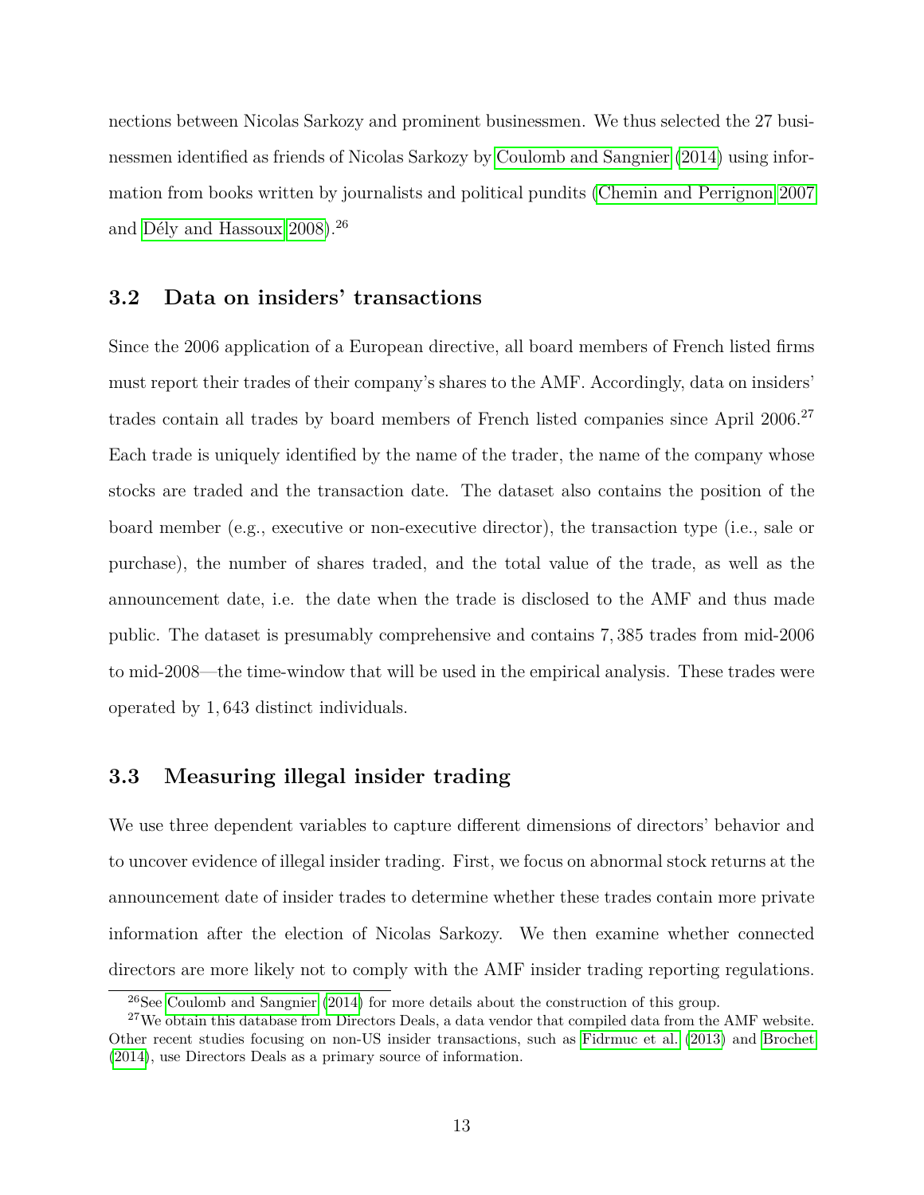nections between Nicolas Sarkozy and prominent businessmen. We thus selected the 27 businessmen identified as friends of Nicolas Sarkozy by Coulomb and Sangnier (2014) using information from books written by journalists and political pundits (Chemin and Perrignon 2007 and Dély and Hassoux 2008).[26]

### 3.2 Data on insiders' transactions

Since the 2006 application of a European directive, all board members of French listed firms must report their trades of their company's shares to the AMF. Accordingly, data on insiders' trades contain all trades by board members of French listed companies since April 2006.[27] Each trade is uniquely identified by the name of the trader, the name of the company whose stocks are traded and the transaction date. The dataset also contains the position of the board member (e.g., executive or non-executive director), the transaction type (i.e., sale or purchase), the number of shares traded, and the total value of the trade, as well as the announcement date, i.e. the date when the trade is disclosed to the AMF and thus made public. The dataset is presumably comprehensive and contains 7,385 trades from mid-2006 to mid-2008—the time-window that will be used in the empirical analysis. These trades were operated by 1,643 distinct individuals.

### 3.3 Measuring illegal insider trading

We use three dependent variables to capture different dimensions of directors' behavior and to uncover evidence of illegal insider trading. First, we focus on abnormal stock returns at the announcement date of insider trades to determine whether these trades contain more private information after the election of Nicolas Sarkozy. We then examine whether connected directors are more likely not to comply with the AMF insider trading reporting regulations.

[26] See Coulomb and Sangnier (2014) for more details about the construction of this group.

[27] We obtain this database from Directors Deals, a data vendor that compiled data from the AMF website. Other recent studies focusing on non-US insider transactions, such as Fidrmuc et al. (2013) and Brochet (2014), use Directors Deals as a primary source of information.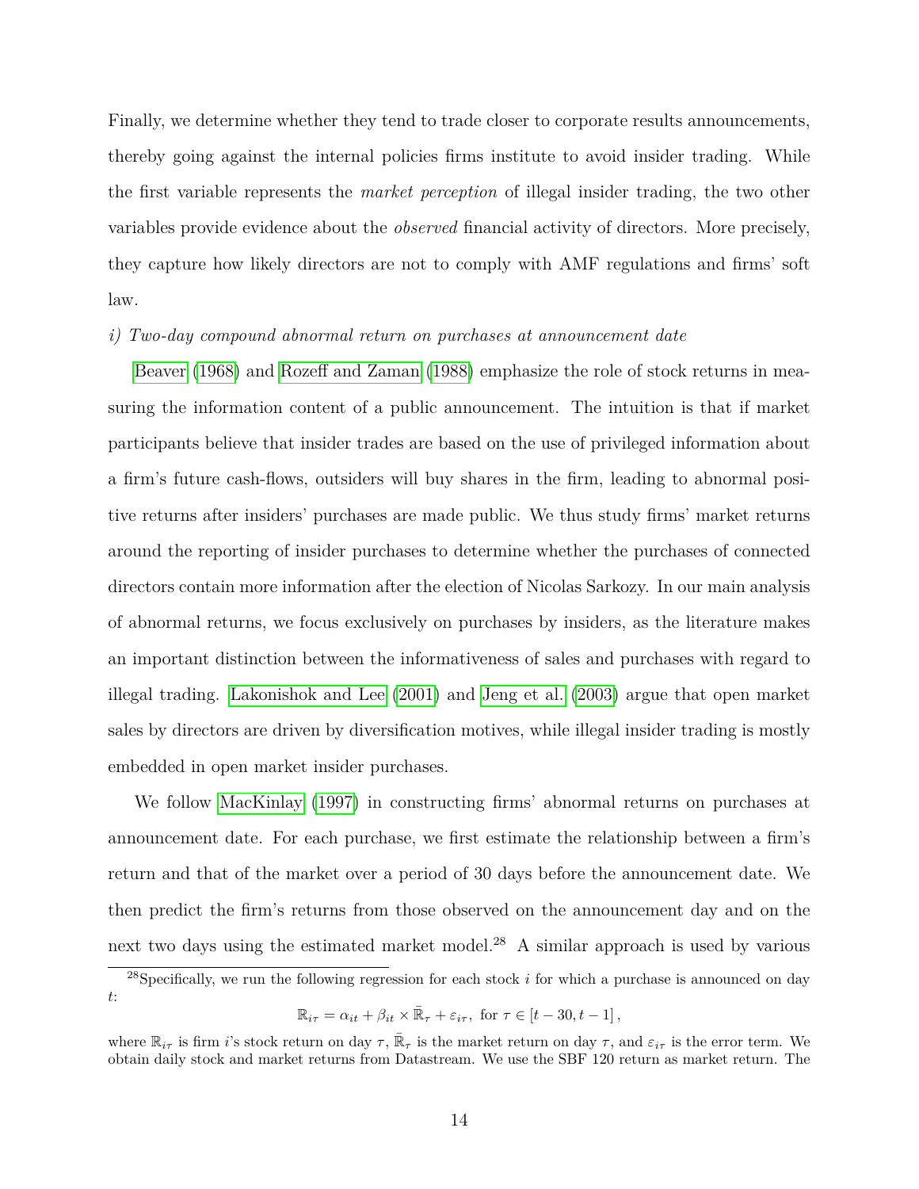Finally, we determine whether they tend to trade closer to corporate results announcements, thereby going against the internal policies firms institute to avoid insider trading. While the first variable represents the *market perception* of illegal insider trading, the two other variables provide evidence about the *observed* financial activity of directors. More precisely, they capture how likely directors are not to comply with AMF regulations and firms' soft law.

*i) Two-day compound abnormal return on purchases at announcement date*

Beaver (1968) and Rozeff and Zaman (1988) emphasize the role of stock returns in measuring the information content of a public announcement. The intuition is that if market participants believe that insider trades are based on the use of privileged information about a firm's future cash-flows, outsiders will buy shares in the firm, leading to abnormal positive returns after insiders' purchases are made public. We thus study firms' market returns around the reporting of insider purchases to determine whether the purchases of connected directors contain more information after the election of Nicolas Sarkozy. In our main analysis of abnormal returns, we focus exclusively on purchases by insiders, as the literature makes an important distinction between the informativeness of sales and purchases with regard to illegal trading. Lakonishok and Lee (2001) and Jeng et al. (2003) argue that open market sales by directors are driven by diversification motives, while illegal insider trading is mostly embedded in open market insider purchases.

We follow MacKinlay (1997) in constructing firms' abnormal returns on purchases at announcement date. For each purchase, we first estimate the relationship between a firm's return and that of the market over a period of 30 days before the announcement date. We then predict the firm's returns from those observed on the announcement day and on the next two days using the estimated market model.[28] A similar approach is used by various

---

[28] Specifically, we run the following regression for each stock $i$ for which a purchase is announced on day $t$:

$$\mathbb{R}_{i\tau} = \alpha_{it} + \beta_{it} \times \bar{\mathbb{R}}_{\tau} + \varepsilon_{i\tau}, \text{ for } \tau \in [t-30, t-1],$$

where $\mathbb{R}_{i\tau}$ is firm $i$'s stock return on day $\tau$, $\bar{\mathbb{R}}_{\tau}$ is the market return on day $\tau$, and $\varepsilon_{i\tau}$ is the error term. We obtain daily stock and market returns from Datastream. We use the SBF 120 return as market return. The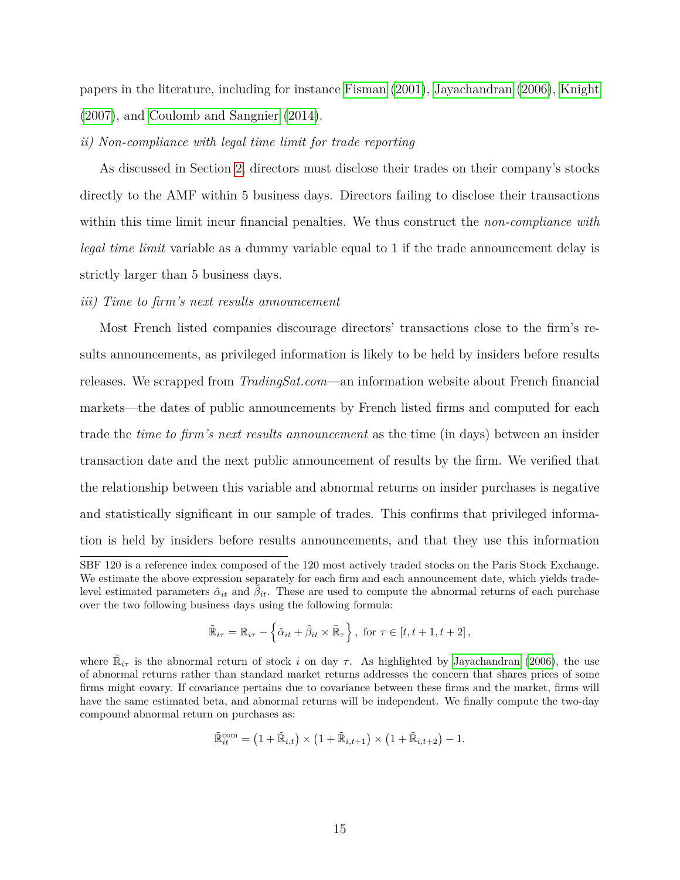papers in the literature, including for instance Fisman (2001), Jayachandran (2006), Knight (2007), and Coulomb and Sangnier (2014).

*ii) Non-compliance with legal time limit for trade reporting*

As discussed in Section 2, directors must disclose their trades on their company's stocks directly to the AMF within 5 business days. Directors failing to disclose their transactions within this time limit incur financial penalties. We thus construct the *non-compliance with legal time limit* variable as a dummy variable equal to 1 if the trade announcement delay is strictly larger than 5 business days.

*iii) Time to firm's next results announcement*

Most French listed companies discourage directors' transactions close to the firm's results announcements, as privileged information is likely to be held by insiders before results releases. We scrapped from *TradingSat.com*—an information website about French financial markets—the dates of public announcements by French listed firms and computed for each trade the *time to firm's next results announcement* as the time (in days) between an insider transaction date and the next public announcement of results by the firm. We verified that the relationship between this variable and abnormal returns on insider purchases is negative and statistically significant in our sample of trades. This confirms that privileged information is held by insiders before results announcements, and that they use this information

---

SBF 120 is a reference index composed of the 120 most actively traded stocks on the Paris Stock Exchange. We estimate the above expression separately for each firm and each announcement date, which yields trade-level estimated parameters $\hat{\alpha}_{it}$ and $\hat{\beta}_{it}$. These are used to compute the abnormal returns of each purchase over the two following business days using the following formula:

$$\tilde{\mathbb{R}}_{i\tau} = \mathbb{R}_{i\tau} - \left\{ \hat{\alpha}_{it} + \hat{\beta}_{it} \times \bar{\mathbb{R}}_{\tau} \right\}, \text{ for } \tau \in [t, t+1, t+2],$$

where $\tilde{\mathbb{R}}_{i\tau}$ is the abnormal return of stock $i$ on day $\tau$. As highlighted by Jayachandran (2006), the use of abnormal returns rather than standard market returns addresses the concern that shares prices of some firms might covary. If covariance pertains due to covariance between these firms and the market, firms will have the same estimated beta, and abnormal returns will be independent. We finally compute the two-day compound abnormal return on purchases as:

$$\tilde{\mathbb{R}}_{it}^{\text{com}} = \left(1 + \tilde{\mathbb{R}}_{i,t}\right) \times \left(1 + \tilde{\mathbb{R}}_{i,t+1}\right) \times \left(1 + \tilde{\mathbb{R}}_{i,t+2}\right) - 1.$$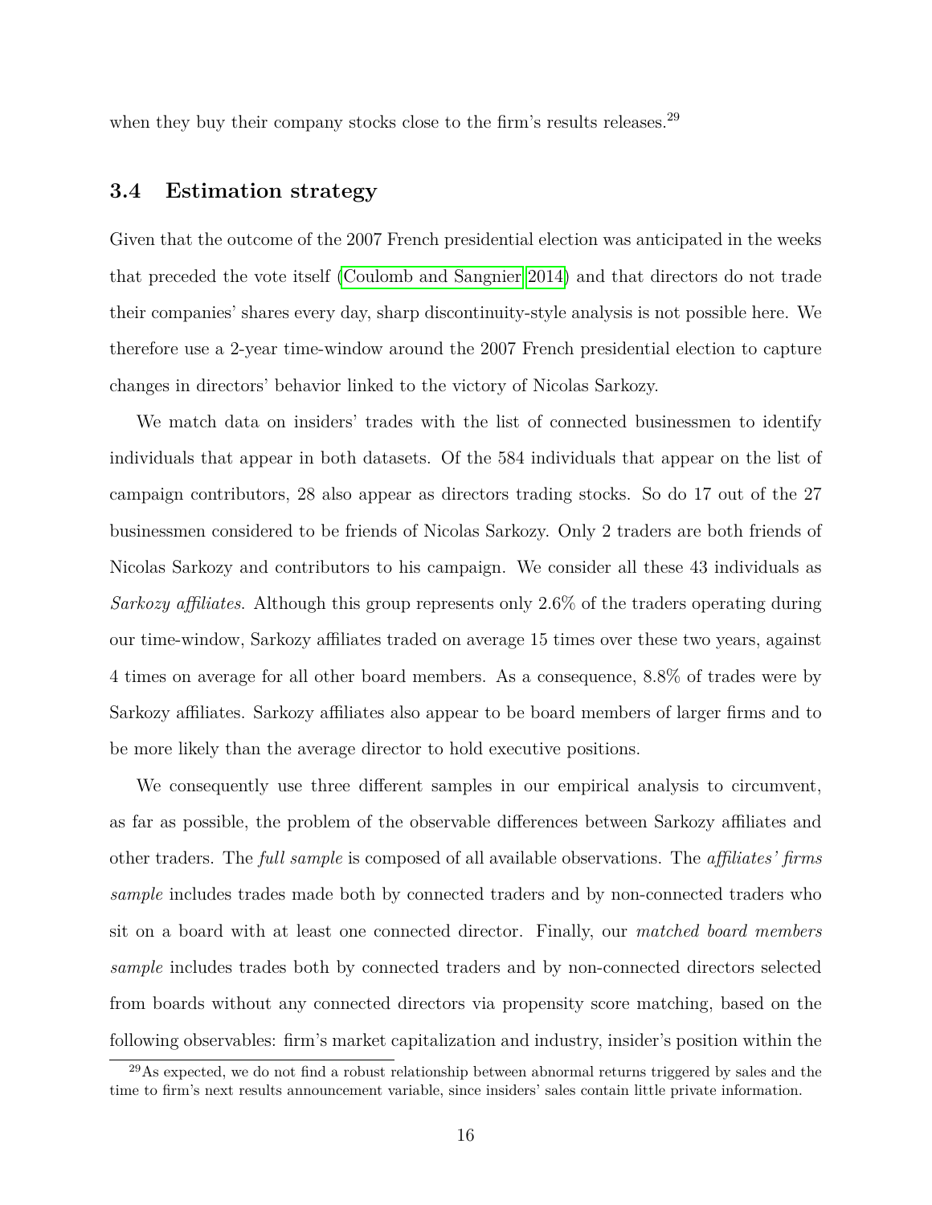when they buy their company stocks close to the firm's results releases.[29]

### 3.4 Estimation strategy

Given that the outcome of the 2007 French presidential election was anticipated in the weeks that preceded the vote itself (Coulomb and Sangnier 2014) and that directors do not trade their companies' shares every day, sharp discontinuity-style analysis is not possible here. We therefore use a 2-year time-window around the 2007 French presidential election to capture changes in directors' behavior linked to the victory of Nicolas Sarkozy.

We match data on insiders' trades with the list of connected businessmen to identify individuals that appear in both datasets. Of the 584 individuals that appear on the list of campaign contributors, 28 also appear as directors trading stocks. So do 17 out of the 27 businessmen considered to be friends of Nicolas Sarkozy. Only 2 traders are both friends of Nicolas Sarkozy and contributors to his campaign. We consider all these 43 individuals as *Sarkozy affiliates*. Although this group represents only 2.6% of the traders operating during our time-window, Sarkozy affiliates traded on average 15 times over these two years, against 4 times on average for all other board members. As a consequence, 8.8% of trades were by Sarkozy affiliates. Sarkozy affiliates also appear to be board members of larger firms and to be more likely than the average director to hold executive positions.

We consequently use three different samples in our empirical analysis to circumvent, as far as possible, the problem of the observable differences between Sarkozy affiliates and other traders. The *full sample* is composed of all available observations. The *affiliates' firms sample* includes trades made both by connected traders and by non-connected traders who sit on a board with at least one connected director. Finally, our *matched board members sample* includes trades both by connected traders and by non-connected directors selected from boards without any connected directors via propensity score matching, based on the following observables: firm's market capitalization and industry, insider's position within the

[29] As expected, we do not find a robust relationship between abnormal returns triggered by sales and the time to firm's next results announcement variable, since insiders' sales contain little private information.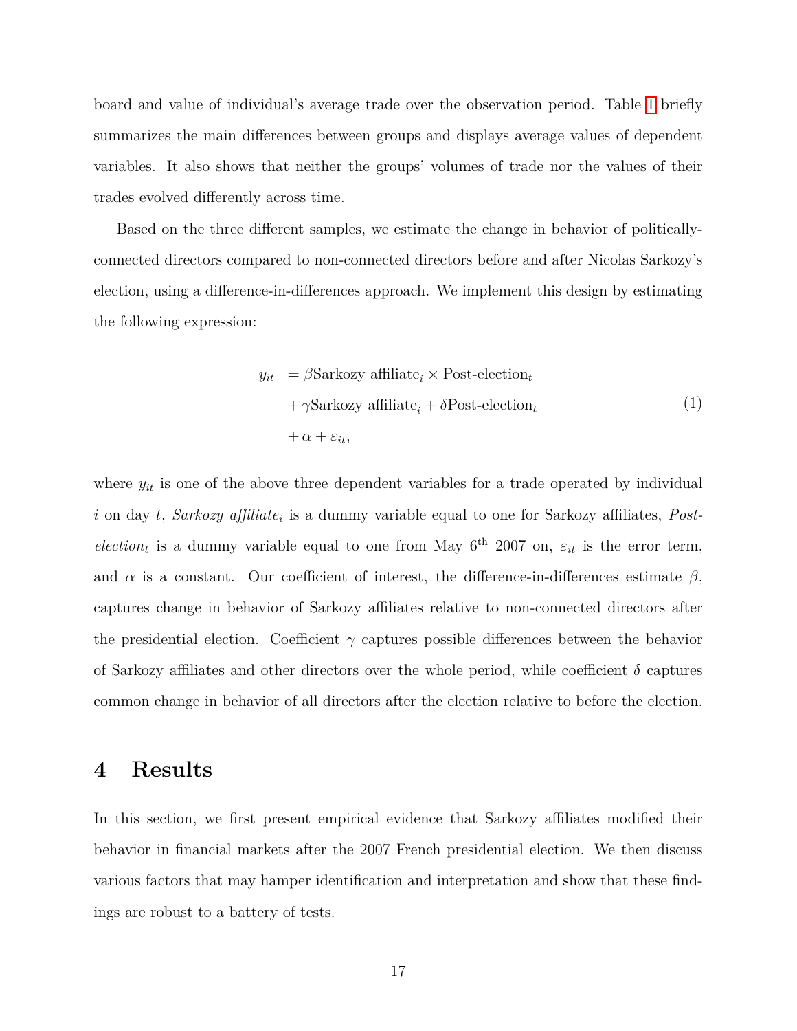board and value of individual's average trade over the observation period. Table 1 briefly summarizes the main differences between groups and displays average values of dependent variables. It also shows that neither the groups' volumes of trade nor the values of their trades evolved differently across time.

Based on the three different samples, we estimate the change in behavior of politically-connected directors compared to non-connected directors before and after Nicolas Sarkozy's election, using a difference-in-differences approach. We implement this design by estimating the following expression:

$$
\begin{aligned}
y_{it} \;&= \beta \text{Sarkozy affiliate}_i \times \text{Post-election}_t \\
&+ \gamma \text{Sarkozy affiliate}_i + \delta \text{Post-election}_t \\
&+ \alpha + \varepsilon_{it},
\end{aligned}
\tag{1}
$$

where $y_{it}$ is one of the above three dependent variables for a trade operated by individual $i$ on day $t$, *Sarkozy affiliate*$_i$ is a dummy variable equal to one for Sarkozy affiliates, *Post-election*$_t$ is a dummy variable equal to one from May 6$^{\text{th}}$ 2007 on, $\varepsilon_{it}$ is the error term, and $\alpha$ is a constant. Our coefficient of interest, the difference-in-differences estimate $\beta$, captures change in behavior of Sarkozy affiliates relative to non-connected directors after the presidential election. Coefficient $\gamma$ captures possible differences between the behavior of Sarkozy affiliates and other directors over the whole period, while coefficient $\delta$ captures common change in behavior of all directors after the election relative to before the election.

# 4 Results

In this section, we first present empirical evidence that Sarkozy affiliates modified their behavior in financial markets after the 2007 French presidential election. We then discuss various factors that may hamper identification and interpretation and show that these findings are robust to a battery of tests.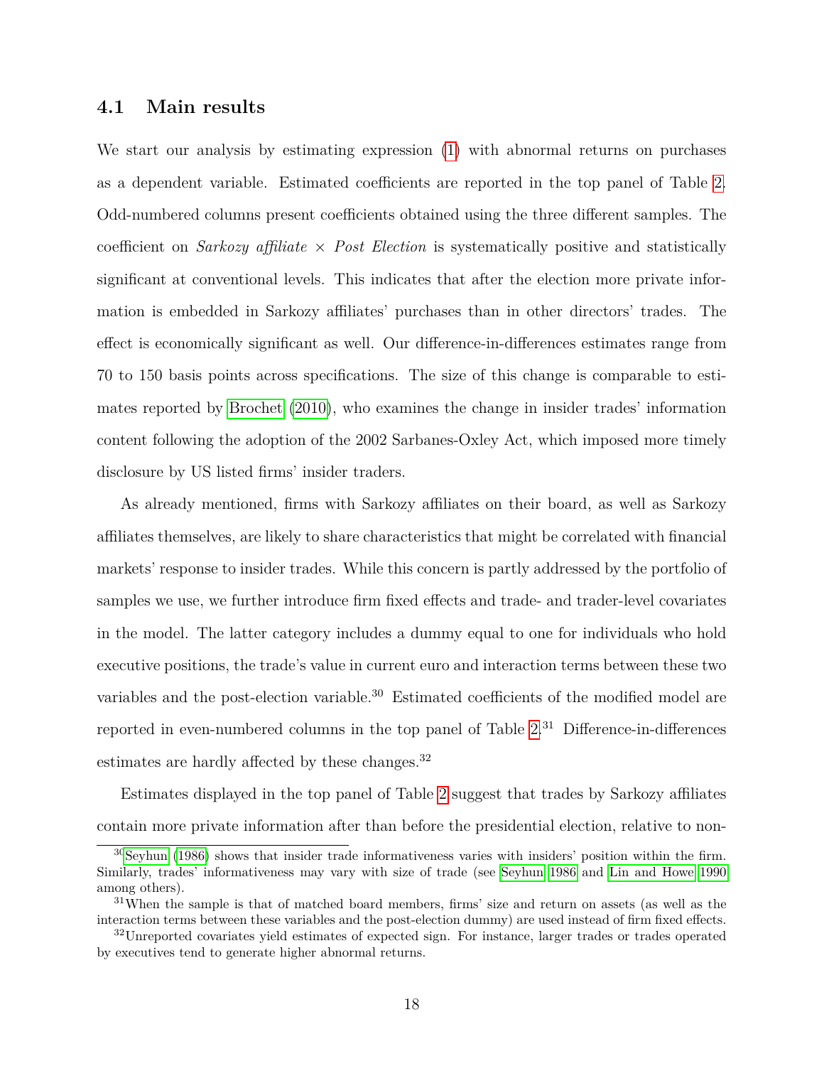### 4.1 Main results

We start our analysis by estimating expression (1) with abnormal returns on purchases as a dependent variable. Estimated coefficients are reported in the top panel of Table 2. Odd-numbered columns present coefficients obtained using the three different samples. The coefficient on *Sarkozy affiliate* × *Post Election* is systematically positive and statistically significant at conventional levels. This indicates that after the election more private information is embedded in Sarkozy affiliates' purchases than in other directors' trades. The effect is economically significant as well. Our difference-in-differences estimates range from 70 to 150 basis points across specifications. The size of this change is comparable to estimates reported by Brochet (2010), who examines the change in insider trades' information content following the adoption of the 2002 Sarbanes-Oxley Act, which imposed more timely disclosure by US listed firms' insider traders.

As already mentioned, firms with Sarkozy affiliates on their board, as well as Sarkozy affiliates themselves, are likely to share characteristics that might be correlated with financial markets' response to insider trades. While this concern is partly addressed by the portfolio of samples we use, we further introduce firm fixed effects and trade- and trader-level covariates in the model. The latter category includes a dummy equal to one for individuals who hold executive positions, the trade's value in current euro and interaction terms between these two variables and the post-election variable.[30] Estimated coefficients of the modified model are reported in even-numbered columns in the top panel of Table 2.[31] Difference-in-differences estimates are hardly affected by these changes.[32]

Estimates displayed in the top panel of Table 2 suggest that trades by Sarkozy affiliates contain more private information after than before the presidential election, relative to non-

---

[30] Seyhun (1986) shows that insider trade informativeness varies with insiders' position within the firm. Similarly, trades' informativeness may vary with size of trade (see Seyhun 1986 and Lin and Howe 1990 among others).

[31] When the sample is that of matched board members, firms' size and return on assets (as well as the interaction terms between these variables and the post-election dummy) are used instead of firm fixed effects.

[32] Unreported covariates yield estimates of expected sign. For instance, larger trades or trades operated by executives tend to generate higher abnormal returns.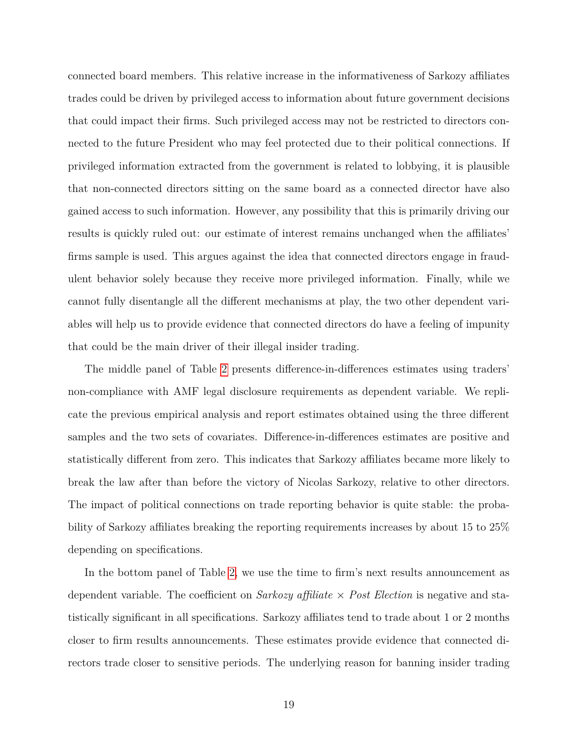connected board members. This relative increase in the informativeness of Sarkozy affiliates trades could be driven by privileged access to information about future government decisions that could impact their firms. Such privileged access may not be restricted to directors connected to the future President who may feel protected due to their political connections. If privileged information extracted from the government is related to lobbying, it is plausible that non-connected directors sitting on the same board as a connected director have also gained access to such information. However, any possibility that this is primarily driving our results is quickly ruled out: our estimate of interest remains unchanged when the affiliates' firms sample is used. This argues against the idea that connected directors engage in fraudulent behavior solely because they receive more privileged information. Finally, while we cannot fully disentangle all the different mechanisms at play, the two other dependent variables will help us to provide evidence that connected directors do have a feeling of impunity that could be the main driver of their illegal insider trading.

The middle panel of Table 2 presents difference-in-differences estimates using traders' non-compliance with AMF legal disclosure requirements as dependent variable. We replicate the previous empirical analysis and report estimates obtained using the three different samples and the two sets of covariates. Difference-in-differences estimates are positive and statistically different from zero. This indicates that Sarkozy affiliates became more likely to break the law after than before the victory of Nicolas Sarkozy, relative to other directors. The impact of political connections on trade reporting behavior is quite stable: the probability of Sarkozy affiliates breaking the reporting requirements increases by about 15 to 25% depending on specifications.

In the bottom panel of Table 2, we use the time to firm's next results announcement as dependent variable. The coefficient on *Sarkozy affiliate* × *Post Election* is negative and statistically significant in all specifications. Sarkozy affiliates tend to trade about 1 or 2 months closer to firm results announcements. These estimates provide evidence that connected directors trade closer to sensitive periods. The underlying reason for banning insider trading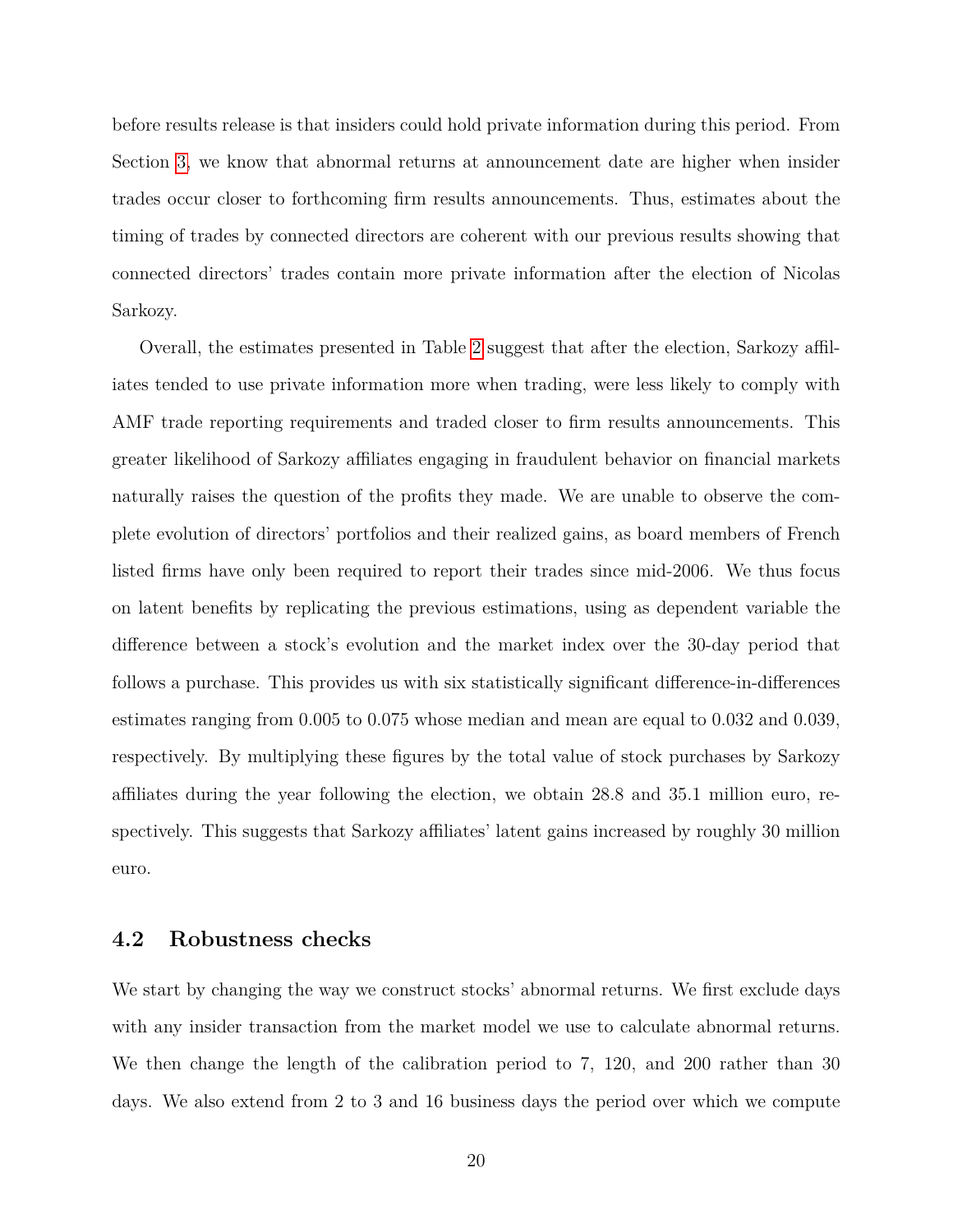before results release is that insiders could hold private information during this period. From Section 3, we know that abnormal returns at announcement date are higher when insider trades occur closer to forthcoming firm results announcements. Thus, estimates about the timing of trades by connected directors are coherent with our previous results showing that connected directors' trades contain more private information after the election of Nicolas Sarkozy.

Overall, the estimates presented in Table 2 suggest that after the election, Sarkozy affiliates tended to use private information more when trading, were less likely to comply with AMF trade reporting requirements and traded closer to firm results announcements. This greater likelihood of Sarkozy affiliates engaging in fraudulent behavior on financial markets naturally raises the question of the profits they made. We are unable to observe the complete evolution of directors' portfolios and their realized gains, as board members of French listed firms have only been required to report their trades since mid-2006. We thus focus on latent benefits by replicating the previous estimations, using as dependent variable the difference between a stock's evolution and the market index over the 30-day period that follows a purchase. This provides us with six statistically significant difference-in-differences estimates ranging from 0.005 to 0.075 whose median and mean are equal to 0.032 and 0.039, respectively. By multiplying these figures by the total value of stock purchases by Sarkozy affiliates during the year following the election, we obtain 28.8 and 35.1 million euro, respectively. This suggests that Sarkozy affiliates' latent gains increased by roughly 30 million euro.

## 4.2 Robustness checks

We start by changing the way we construct stocks' abnormal returns. We first exclude days with any insider transaction from the market model we use to calculate abnormal returns. We then change the length of the calibration period to 7, 120, and 200 rather than 30 days. We also extend from 2 to 3 and 16 business days the period over which we compute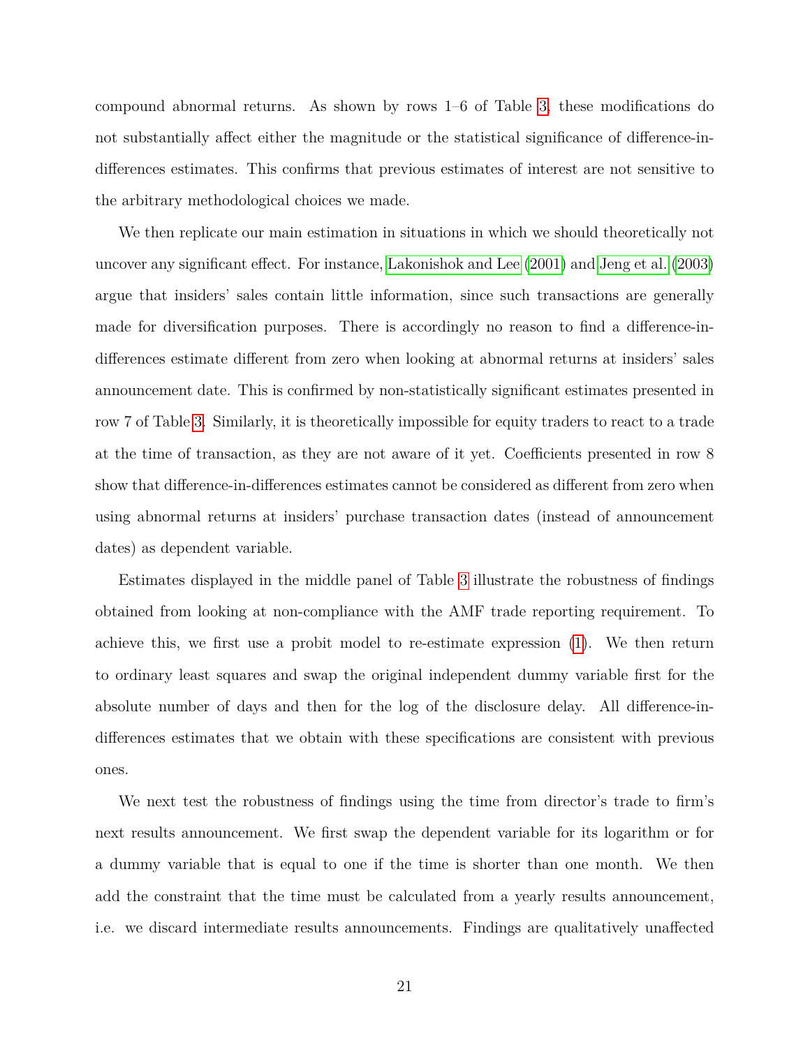compound abnormal returns. As shown by rows 1–6 of Table 3, these modifications do not substantially affect either the magnitude or the statistical significance of difference-in-differences estimates. This confirms that previous estimates of interest are not sensitive to the arbitrary methodological choices we made.

We then replicate our main estimation in situations in which we should theoretically not uncover any significant effect. For instance, Lakonishok and Lee (2001) and Jeng et al. (2003) argue that insiders' sales contain little information, since such transactions are generally made for diversification purposes. There is accordingly no reason to find a difference-in-differences estimate different from zero when looking at abnormal returns at insiders' sales announcement date. This is confirmed by non-statistically significant estimates presented in row 7 of Table 3. Similarly, it is theoretically impossible for equity traders to react to a trade at the time of transaction, as they are not aware of it yet. Coefficients presented in row 8 show that difference-in-differences estimates cannot be considered as different from zero when using abnormal returns at insiders' purchase transaction dates (instead of announcement dates) as dependent variable.

Estimates displayed in the middle panel of Table 3 illustrate the robustness of findings obtained from looking at non-compliance with the AMF trade reporting requirement. To achieve this, we first use a probit model to re-estimate expression (1). We then return to ordinary least squares and swap the original independent dummy variable first for the absolute number of days and then for the log of the disclosure delay. All difference-in-differences estimates that we obtain with these specifications are consistent with previous ones.

We next test the robustness of findings using the time from director's trade to firm's next results announcement. We first swap the dependent variable for its logarithm or for a dummy variable that is equal to one if the time is shorter than one month. We then add the constraint that the time must be calculated from a yearly results announcement, i.e. we discard intermediate results announcements. Findings are qualitatively unaffected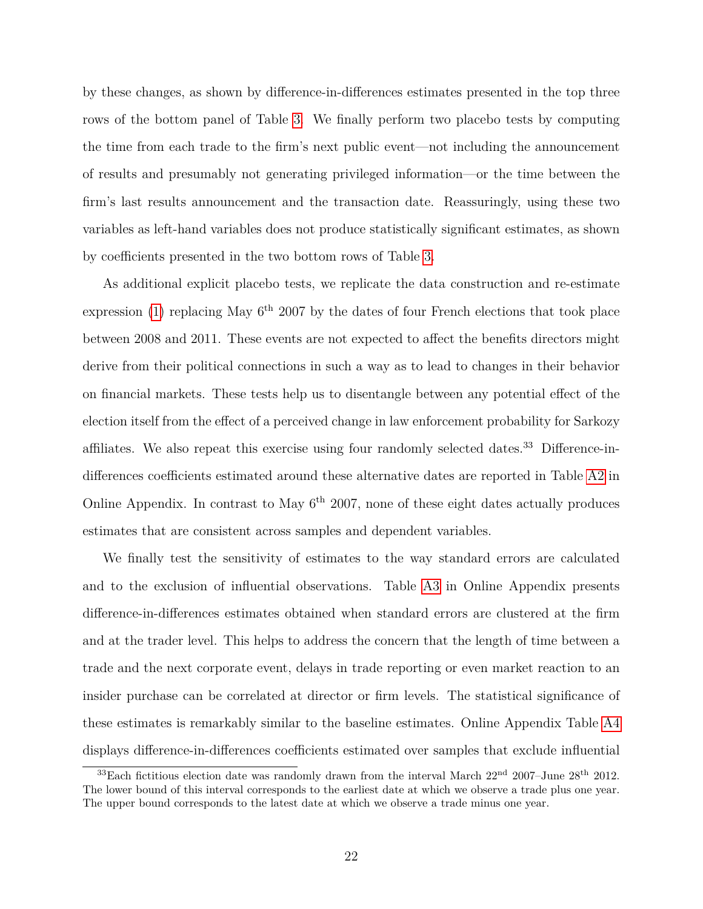by these changes, as shown by difference-in-differences estimates presented in the top three rows of the bottom panel of Table 3. We finally perform two placebo tests by computing the time from each trade to the firm's next public event—not including the announcement of results and presumably not generating privileged information—or the time between the firm's last results announcement and the transaction date. Reassuringly, using these two variables as left-hand variables does not produce statistically significant estimates, as shown by coefficients presented in the two bottom rows of Table 3.

As additional explicit placebo tests, we replicate the data construction and re-estimate expression (1) replacing May 6$^{\text{th}}$ 2007 by the dates of four French elections that took place between 2008 and 2011. These events are not expected to affect the benefits directors might derive from their political connections in such a way as to lead to changes in their behavior on financial markets. These tests help us to disentangle between any potential effect of the election itself from the effect of a perceived change in law enforcement probability for Sarkozy affiliates. We also repeat this exercise using four randomly selected dates.[33] Difference-in-differences coefficients estimated around these alternative dates are reported in Table A2 in Online Appendix. In contrast to May 6$^{\text{th}}$ 2007, none of these eight dates actually produces estimates that are consistent across samples and dependent variables.

We finally test the sensitivity of estimates to the way standard errors are calculated and to the exclusion of influential observations. Table A3 in Online Appendix presents difference-in-differences estimates obtained when standard errors are clustered at the firm and at the trader level. This helps to address the concern that the length of time between a trade and the next corporate event, delays in trade reporting or even market reaction to an insider purchase can be correlated at director or firm levels. The statistical significance of these estimates is remarkably similar to the baseline estimates. Online Appendix Table A4 displays difference-in-differences coefficients estimated over samples that exclude influential

[33] Each fictitious election date was randomly drawn from the interval March 22$^{\text{nd}}$ 2007–June 28$^{\text{th}}$ 2012. The lower bound of this interval corresponds to the earliest date at which we observe a trade plus one year. The upper bound corresponds to the latest date at which we observe a trade minus one year.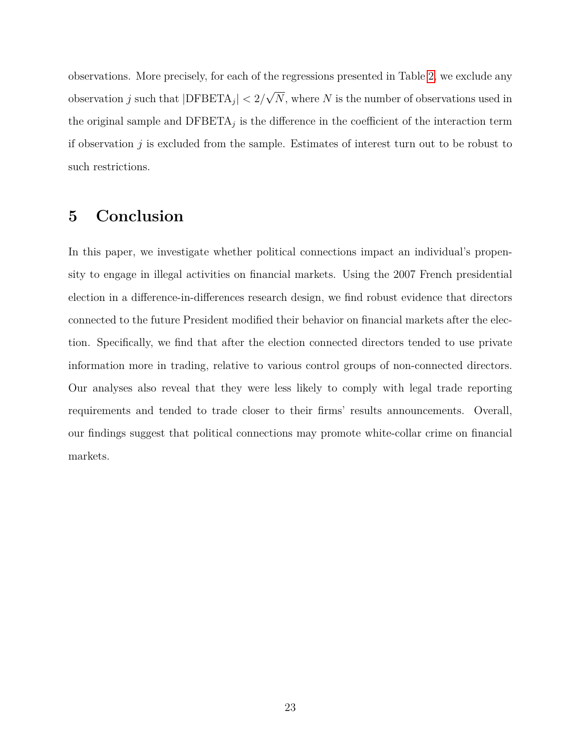observations. More precisely, for each of the regressions presented in Table 2, we exclude any observation $j$ such that $|\text{DFBETA}_j| < 2/\sqrt{N}$, where $N$ is the number of observations used in the original sample and $\text{DFBETA}_j$ is the difference in the coefficient of the interaction term if observation $j$ is excluded from the sample. Estimates of interest turn out to be robust to such restrictions.

# 5 Conclusion

In this paper, we investigate whether political connections impact an individual's propensity to engage in illegal activities on financial markets. Using the 2007 French presidential election in a difference-in-differences research design, we find robust evidence that directors connected to the future President modified their behavior on financial markets after the election. Specifically, we find that after the election connected directors tended to use private information more in trading, relative to various control groups of non-connected directors. Our analyses also reveal that they were less likely to comply with legal trade reporting requirements and tended to trade closer to their firms' results announcements. Overall, our findings suggest that political connections may promote white-collar crime on financial markets.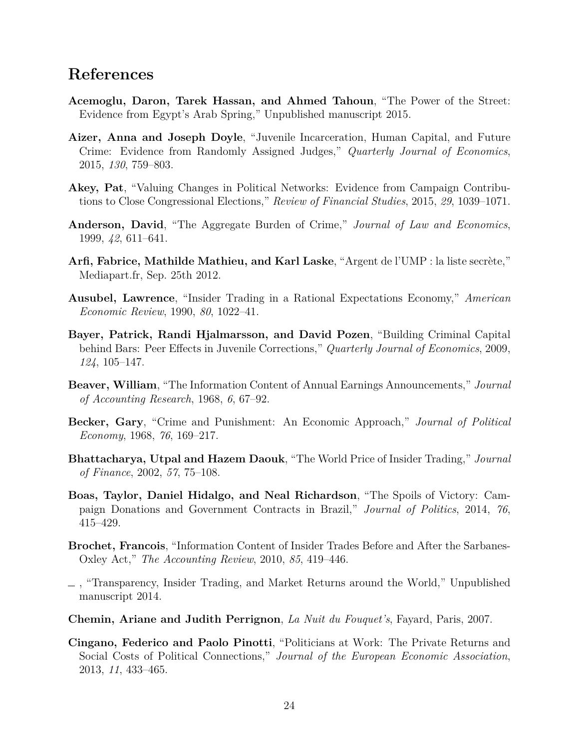# References

**Acemoglu, Daron, Tarek Hassan, and Ahmed Tahoun**, "The Power of the Street: Evidence from Egypt's Arab Spring," Unpublished manuscript 2015.

**Aizer, Anna and Joseph Doyle**, "Juvenile Incarceration, Human Capital, and Future Crime: Evidence from Randomly Assigned Judges," *Quarterly Journal of Economics*, 2015, *130*, 759–803.

**Akey, Pat**, "Valuing Changes in Political Networks: Evidence from Campaign Contributions to Close Congressional Elections," *Review of Financial Studies*, 2015, *29*, 1039–1071.

**Anderson, David**, "The Aggregate Burden of Crime," *Journal of Law and Economics*, 1999, *42*, 611–641.

**Arfi, Fabrice, Mathilde Mathieu, and Karl Laske**, "Argent de l'UMP : la liste secrète," Mediapart.fr, Sep. 25th 2012.

**Ausubel, Lawrence**, "Insider Trading in a Rational Expectations Economy," *American Economic Review*, 1990, *80*, 1022–41.

**Bayer, Patrick, Randi Hjalmarsson, and David Pozen**, "Building Criminal Capital behind Bars: Peer Effects in Juvenile Corrections," *Quarterly Journal of Economics*, 2009, *124*, 105–147.

**Beaver, William**, "The Information Content of Annual Earnings Announcements," *Journal of Accounting Research*, 1968, *6*, 67–92.

**Becker, Gary**, "Crime and Punishment: An Economic Approach," *Journal of Political Economy*, 1968, *76*, 169–217.

**Bhattacharya, Utpal and Hazem Daouk**, "The World Price of Insider Trading," *Journal of Finance*, 2002, *57*, 75–108.

**Boas, Taylor, Daniel Hidalgo, and Neal Richardson**, "The Spoils of Victory: Campaign Donations and Government Contracts in Brazil," *Journal of Politics*, 2014, *76*, 415–429.

**Brochet, Francois**, "Information Content of Insider Trades Before and After the Sarbanes-Oxley Act," *The Accounting Review*, 2010, *85*, 419–446.

_ , "Transparency, Insider Trading, and Market Returns around the World," Unpublished manuscript 2014.

**Chemin, Ariane and Judith Perrignon**, *La Nuit du Fouquet's*, Fayard, Paris, 2007.

**Cingano, Federico and Paolo Pinotti**, "Politicians at Work: The Private Returns and Social Costs of Political Connections," *Journal of the European Economic Association*, 2013, *11*, 433–465.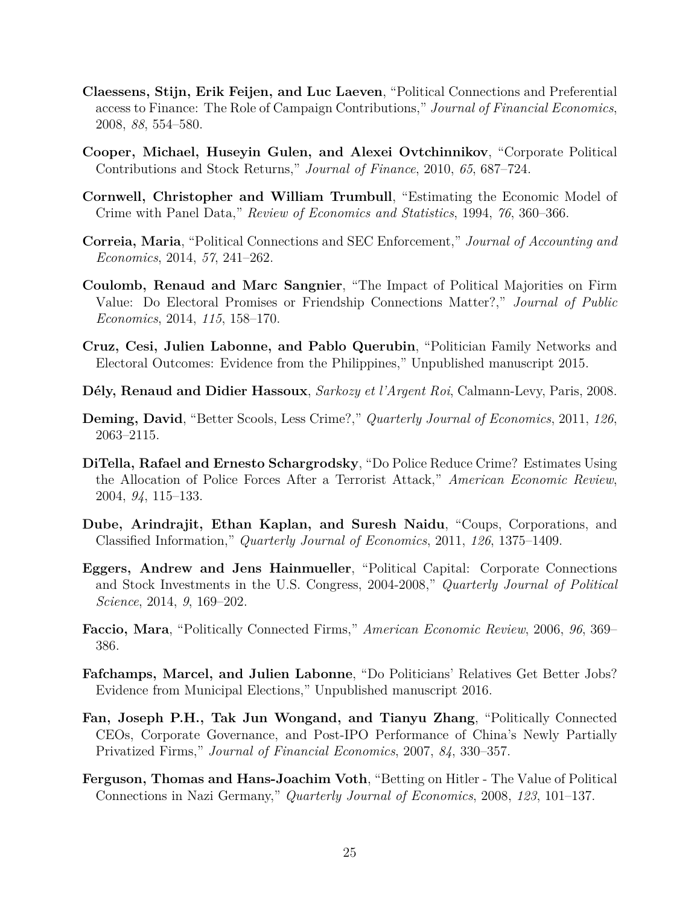**Claessens, Stijn, Erik Feijen, and Luc Laeven**, "Political Connections and Preferential access to Finance: The Role of Campaign Contributions," *Journal of Financial Economics*, 2008, *88*, 554–580.

**Cooper, Michael, Huseyin Gulen, and Alexei Ovtchinnikov**, "Corporate Political Contributions and Stock Returns," *Journal of Finance*, 2010, *65*, 687–724.

**Cornwell, Christopher and William Trumbull**, "Estimating the Economic Model of Crime with Panel Data," *Review of Economics and Statistics*, 1994, *76*, 360–366.

**Correia, Maria**, "Political Connections and SEC Enforcement," *Journal of Accounting and Economics*, 2014, *57*, 241–262.

**Coulomb, Renaud and Marc Sangnier**, "The Impact of Political Majorities on Firm Value: Do Electoral Promises or Friendship Connections Matter?," *Journal of Public Economics*, 2014, *115*, 158–170.

**Cruz, Cesi, Julien Labonne, and Pablo Querubin**, "Politician Family Networks and Electoral Outcomes: Evidence from the Philippines," Unpublished manuscript 2015.

**Dély, Renaud and Didier Hassoux**, *Sarkozy et l'Argent Roi*, Calmann-Levy, Paris, 2008.

**Deming, David**, "Better Scools, Less Crime?," *Quarterly Journal of Economics*, 2011, *126*, 2063–2115.

**DiTella, Rafael and Ernesto Schargrodsky**, "Do Police Reduce Crime? Estimates Using the Allocation of Police Forces After a Terrorist Attack," *American Economic Review*, 2004, *94*, 115–133.

**Dube, Arindrajit, Ethan Kaplan, and Suresh Naidu**, "Coups, Corporations, and Classified Information," *Quarterly Journal of Economics*, 2011, *126*, 1375–1409.

**Eggers, Andrew and Jens Hainmueller**, "Political Capital: Corporate Connections and Stock Investments in the U.S. Congress, 2004-2008," *Quarterly Journal of Political Science*, 2014, *9*, 169–202.

**Faccio, Mara**, "Politically Connected Firms," *American Economic Review*, 2006, *96*, 369–386.

**Fafchamps, Marcel, and Julien Labonne**, "Do Politicians' Relatives Get Better Jobs? Evidence from Municipal Elections," Unpublished manuscript 2016.

**Fan, Joseph P.H., Tak Jun Wongand, and Tianyu Zhang**, "Politically Connected CEOs, Corporate Governance, and Post-IPO Performance of China's Newly Partially Privatized Firms," *Journal of Financial Economics*, 2007, *84*, 330–357.

**Ferguson, Thomas and Hans-Joachim Voth**, "Betting on Hitler - The Value of Political Connections in Nazi Germany," *Quarterly Journal of Economics*, 2008, *123*, 101–137.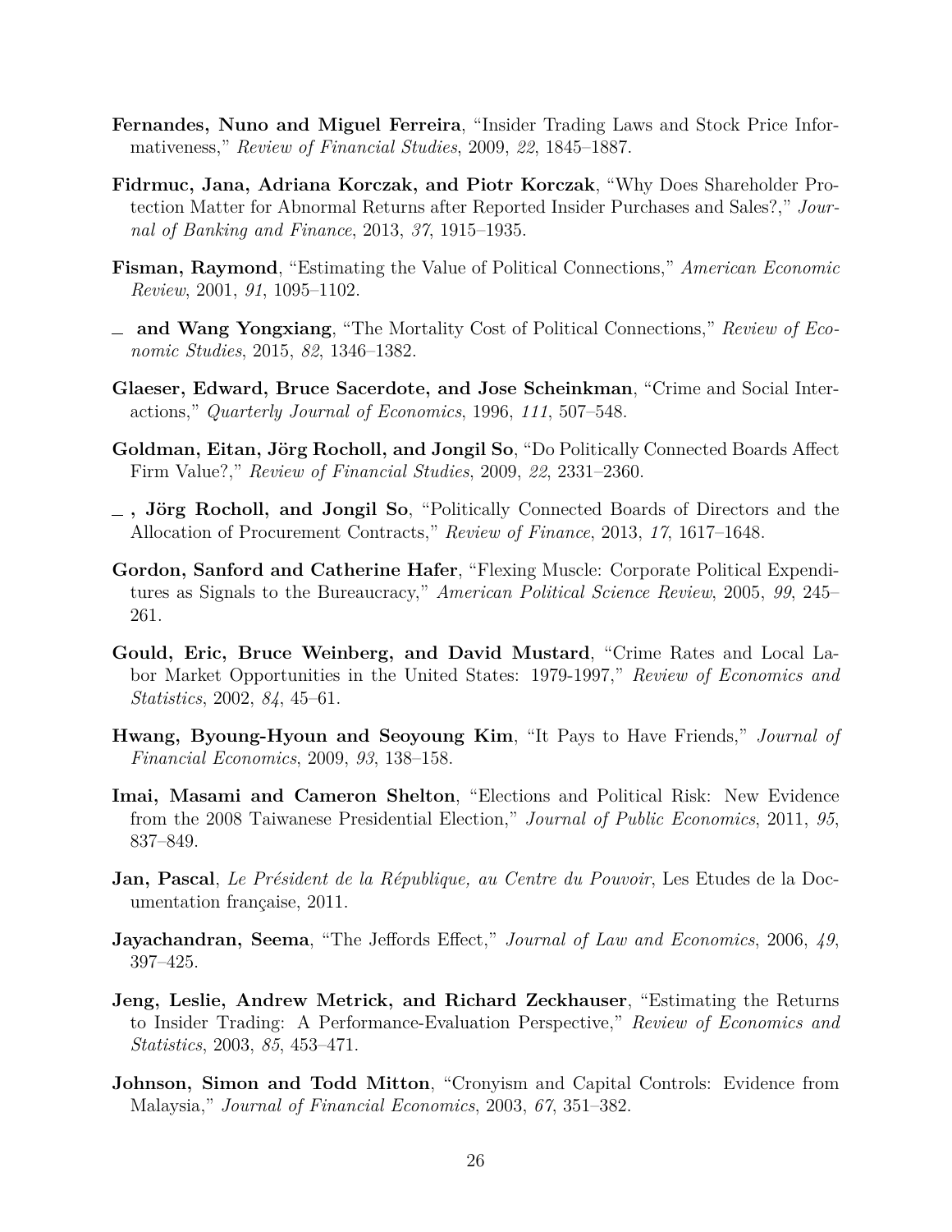**Fernandes, Nuno and Miguel Ferreira**, "Insider Trading Laws and Stock Price Informativeness," *Review of Financial Studies*, 2009, *22*, 1845–1887.

**Fidrmuc, Jana, Adriana Korczak, and Piotr Korczak**, "Why Does Shareholder Protection Matter for Abnormal Returns after Reported Insider Purchases and Sales?," *Journal of Banking and Finance*, 2013, *37*, 1915–1935.

**Fisman, Raymond**, "Estimating the Value of Political Connections," *American Economic Review*, 2001, *91*, 1095–1102.

_ **and Wang Yongxiang**, "The Mortality Cost of Political Connections," *Review of Economic Studies*, 2015, *82*, 1346–1382.

**Glaeser, Edward, Bruce Sacerdote, and Jose Scheinkman**, "Crime and Social Interactions," *Quarterly Journal of Economics*, 1996, *111*, 507–548.

**Goldman, Eitan, Jörg Rocholl, and Jongil So**, "Do Politically Connected Boards Affect Firm Value?," *Review of Financial Studies*, 2009, *22*, 2331–2360.

_ **, Jörg Rocholl, and Jongil So**, "Politically Connected Boards of Directors and the Allocation of Procurement Contracts," *Review of Finance*, 2013, *17*, 1617–1648.

**Gordon, Sanford and Catherine Hafer**, "Flexing Muscle: Corporate Political Expenditures as Signals to the Bureaucracy," *American Political Science Review*, 2005, *99*, 245–261.

**Gould, Eric, Bruce Weinberg, and David Mustard**, "Crime Rates and Local Labor Market Opportunities in the United States: 1979-1997," *Review of Economics and Statistics*, 2002, *84*, 45–61.

**Hwang, Byoung-Hyoun and Seoyoung Kim**, "It Pays to Have Friends," *Journal of Financial Economics*, 2009, *93*, 138–158.

**Imai, Masami and Cameron Shelton**, "Elections and Political Risk: New Evidence from the 2008 Taiwanese Presidential Election," *Journal of Public Economics*, 2011, *95*, 837–849.

**Jan, Pascal**, *Le Président de la République, au Centre du Pouvoir*, Les Etudes de la Documentation française, 2011.

**Jayachandran, Seema**, "The Jeffords Effect," *Journal of Law and Economics*, 2006, *49*, 397–425.

**Jeng, Leslie, Andrew Metrick, and Richard Zeckhauser**, "Estimating the Returns to Insider Trading: A Performance-Evaluation Perspective," *Review of Economics and Statistics*, 2003, *85*, 453–471.

**Johnson, Simon and Todd Mitton**, "Cronyism and Capital Controls: Evidence from Malaysia," *Journal of Financial Economics*, 2003, *67*, 351–382.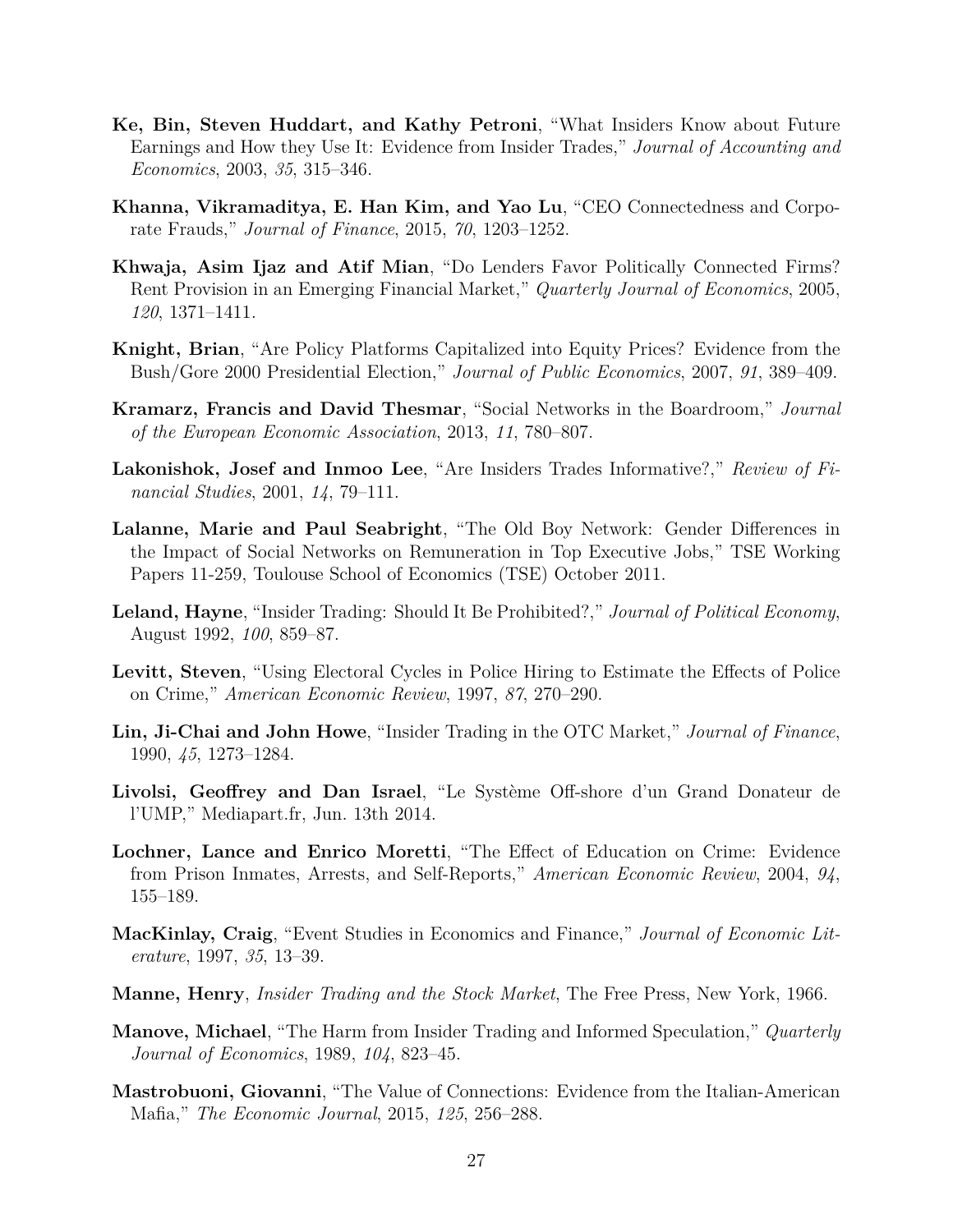**Ke, Bin, Steven Huddart, and Kathy Petroni**, "What Insiders Know about Future Earnings and How they Use It: Evidence from Insider Trades," *Journal of Accounting and Economics*, 2003, *35*, 315–346.

**Khanna, Vikramaditya, E. Han Kim, and Yao Lu**, "CEO Connectedness and Corporate Frauds," *Journal of Finance*, 2015, *70*, 1203–1252.

**Khwaja, Asim Ijaz and Atif Mian**, "Do Lenders Favor Politically Connected Firms? Rent Provision in an Emerging Financial Market," *Quarterly Journal of Economics*, 2005, *120*, 1371–1411.

**Knight, Brian**, "Are Policy Platforms Capitalized into Equity Prices? Evidence from the Bush/Gore 2000 Presidential Election," *Journal of Public Economics*, 2007, *91*, 389–409.

**Kramarz, Francis and David Thesmar**, "Social Networks in the Boardroom," *Journal of the European Economic Association*, 2013, *11*, 780–807.

**Lakonishok, Josef and Inmoo Lee**, "Are Insiders Trades Informative?," *Review of Financial Studies*, 2001, *14*, 79–111.

**Lalanne, Marie and Paul Seabright**, "The Old Boy Network: Gender Differences in the Impact of Social Networks on Remuneration in Top Executive Jobs," TSE Working Papers 11-259, Toulouse School of Economics (TSE) October 2011.

**Leland, Hayne**, "Insider Trading: Should It Be Prohibited?," *Journal of Political Economy*, August 1992, *100*, 859–87.

**Levitt, Steven**, "Using Electoral Cycles in Police Hiring to Estimate the Effects of Police on Crime," *American Economic Review*, 1997, *87*, 270–290.

**Lin, Ji-Chai and John Howe**, "Insider Trading in the OTC Market," *Journal of Finance*, 1990, *45*, 1273–1284.

**Livolsi, Geoffrey and Dan Israel**, "Le Système Off-shore d'un Grand Donateur de l'UMP," Mediapart.fr, Jun. 13th 2014.

**Lochner, Lance and Enrico Moretti**, "The Effect of Education on Crime: Evidence from Prison Inmates, Arrests, and Self-Reports," *American Economic Review*, 2004, *94*, 155–189.

**MacKinlay, Craig**, "Event Studies in Economics and Finance," *Journal of Economic Literature*, 1997, *35*, 13–39.

**Manne, Henry**, *Insider Trading and the Stock Market*, The Free Press, New York, 1966.

**Manove, Michael**, "The Harm from Insider Trading and Informed Speculation," *Quarterly Journal of Economics*, 1989, *104*, 823–45.

**Mastrobuoni, Giovanni**, "The Value of Connections: Evidence from the Italian-American Mafia," *The Economic Journal*, 2015, *125*, 256–288.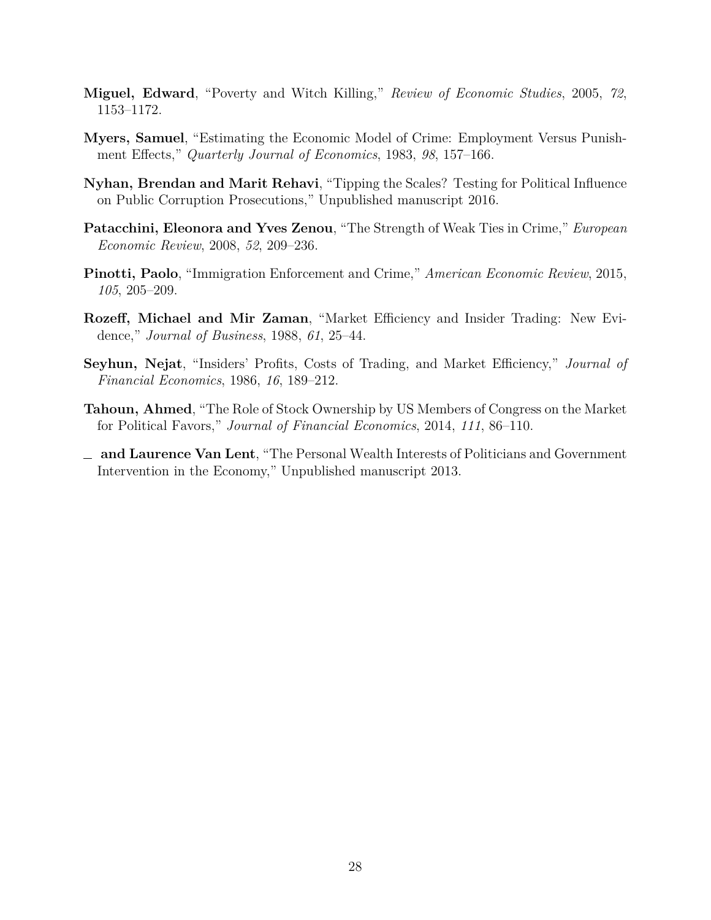**Miguel, Edward**, "Poverty and Witch Killing," *Review of Economic Studies*, 2005, *72*, 1153–1172.

**Myers, Samuel**, "Estimating the Economic Model of Crime: Employment Versus Punishment Effects," *Quarterly Journal of Economics*, 1983, *98*, 157–166.

**Nyhan, Brendan and Marit Rehavi**, "Tipping the Scales? Testing for Political Influence on Public Corruption Prosecutions," Unpublished manuscript 2016.

**Patacchini, Eleonora and Yves Zenou**, "The Strength of Weak Ties in Crime," *European Economic Review*, 2008, *52*, 209–236.

**Pinotti, Paolo**, "Immigration Enforcement and Crime," *American Economic Review*, 2015, *105*, 205–209.

**Rozeff, Michael and Mir Zaman**, "Market Efficiency and Insider Trading: New Evidence," *Journal of Business*, 1988, *61*, 25–44.

**Seyhun, Nejat**, "Insiders' Profits, Costs of Trading, and Market Efficiency," *Journal of Financial Economics*, 1986, *16*, 189–212.

**Tahoun, Ahmed**, "The Role of Stock Ownership by US Members of Congress on the Market for Political Favors," *Journal of Financial Economics*, 2014, *111*, 86–110.

_ **and Laurence Van Lent**, "The Personal Wealth Interests of Politicians and Government Intervention in the Economy," Unpublished manuscript 2013.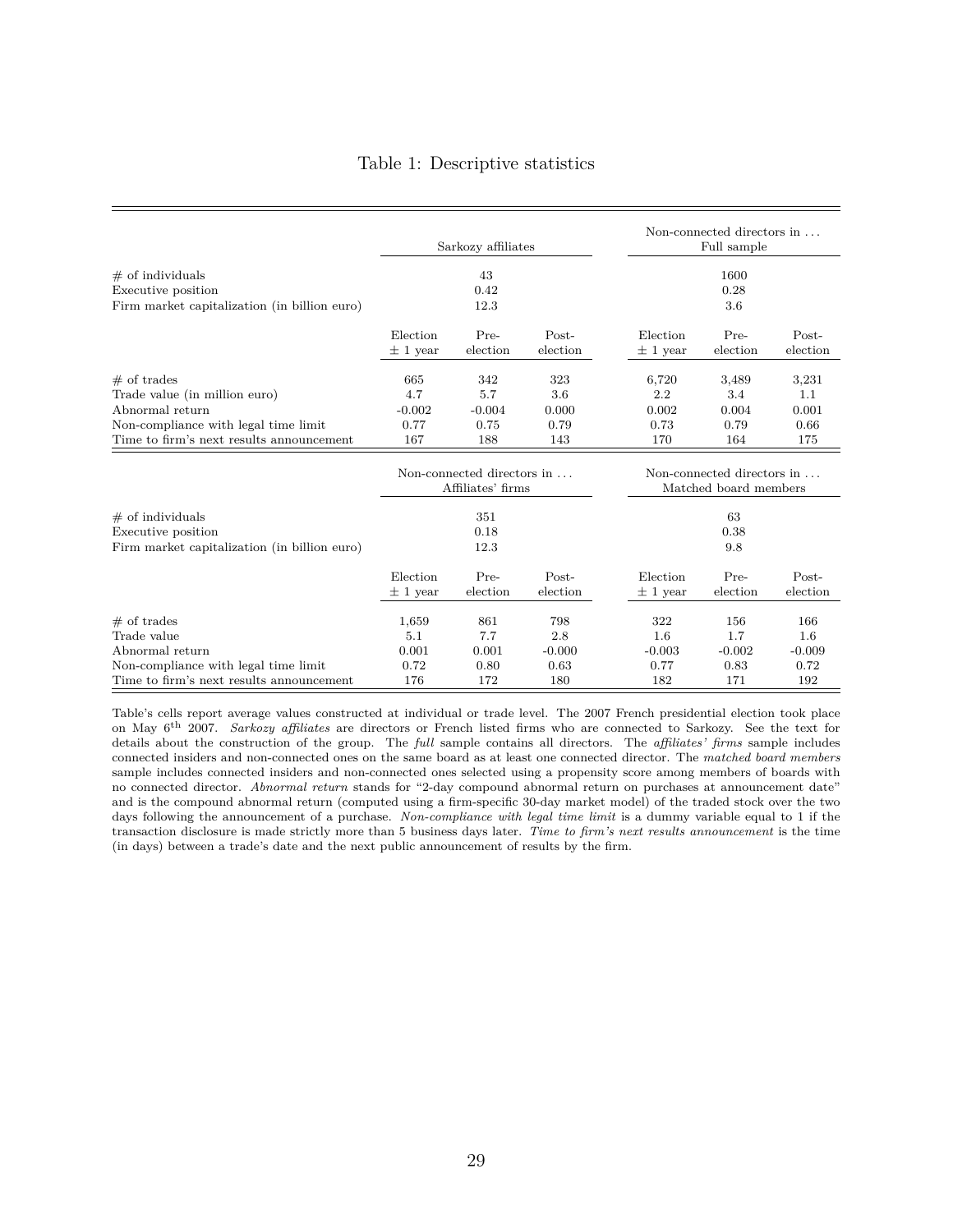Table 1: Descriptive statistics

| | Sarkozy affiliates | | | Non-connected directors in … Full sample | | |
|---|---|---|---|---|---|---|
| # of individuals | 43 | | | 1600 | | |
| Executive position | 0.42 | | | 0.28 | | |
| Firm market capitalization (in billion euro) | 12.3 | | | 3.6 | | |
| | Election ± 1 year | Pre-election | Post-election | Election ± 1 year | Pre-election | Post-election |
| # of trades | 665 | 342 | 323 | 6,720 | 3,489 | 3,231 |
| Trade value (in million euro) | 4.7 | 5.7 | 3.6 | 2.2 | 3.4 | 1.1 |
| Abnormal return | -0.002 | -0.004 | 0.000 | 0.002 | 0.004 | 0.001 |
| Non-compliance with legal time limit | 0.77 | 0.75 | 0.79 | 0.73 | 0.79 | 0.66 |
| Time to firm's next results announcement | 167 | 188 | 143 | 170 | 164 | 175 |

| | Non-connected directors in … Affiliates' firms | | | Non-connected directors in … Matched board members | | |
|---|---|---|---|---|---|---|
| # of individuals | 351 | | | 63 | | |
| Executive position | 0.18 | | | 0.38 | | |
| Firm market capitalization (in billion euro) | 12.3 | | | 9.8 | | |
| | Election ± 1 year | Pre-election | Post-election | Election ± 1 year | Pre-election | Post-election |
| # of trades | 1,659 | 861 | 798 | 322 | 156 | 166 |
| Trade value | 5.1 | 7.7 | 2.8 | 1.6 | 1.7 | 1.6 |
| Abnormal return | 0.001 | 0.001 | -0.000 | -0.003 | -0.002 | -0.009 |
| Non-compliance with legal time limit | 0.72 | 0.80 | 0.63 | 0.77 | 0.83 | 0.72 |
| Time to firm's next results announcement | 176 | 172 | 180 | 182 | 171 | 192 |

Table's cells report average values constructed at individual or trade level. The 2007 French presidential election took place on May 6th 2007. *Sarkozy affiliates* are directors or French listed firms who are connected to Sarkozy. See the text for details about the construction of the group. The *full* sample contains all directors. The *affiliates' firms* sample includes connected insiders and non-connected ones on the same board as at least one connected director. The *matched board members* sample includes connected insiders and non-connected ones selected using a propensity score among members of boards with no connected director. *Abnormal return* stands for "2-day compound abnormal return on purchases at announcement date" and is the compound abnormal return (computed using a firm-specific 30-day market model) of the traded stock over the two days following the announcement of a purchase. *Non-compliance with legal time limit* is a dummy variable equal to 1 if the transaction disclosure is made strictly more than 5 business days later. *Time to firm's next results announcement* is the time (in days) between a trade's date and the next public announcement of results by the firm.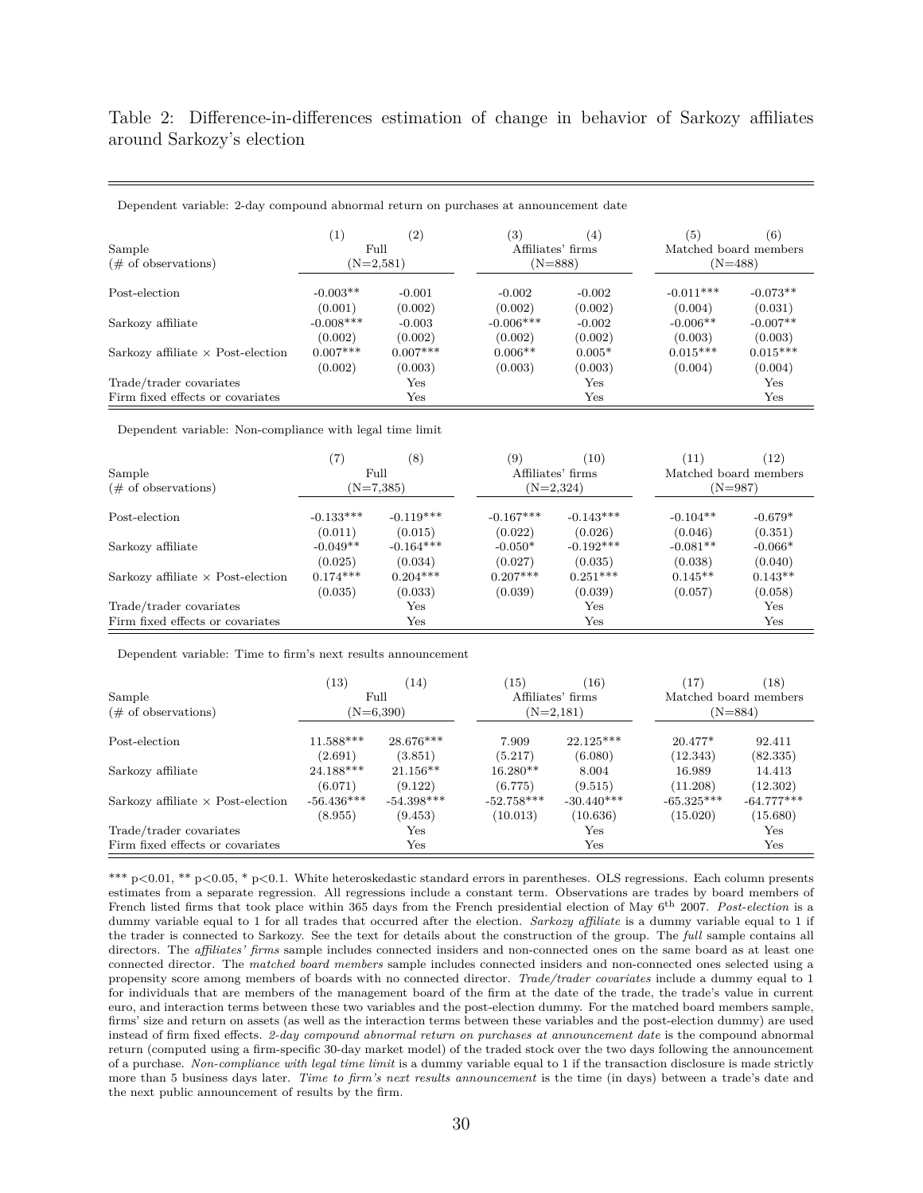Table 2: Difference-in-differences estimation of change in behavior of Sarkozy affiliates around Sarkozy's election

Dependent variable: 2-day compound abnormal return on purchases at announcement date

| | (1) | (2) | (3) | (4) | (5) | (6) |
|---|---|---|---|---|---|---|
| Sample | Full | | Affiliates' firms | | Matched board members | |
| (# of observations) | (N=2,581) | | (N=888) | | (N=488) | |
| Post-election | -0.003** | -0.001 | -0.002 | -0.002 | -0.011*** | -0.073** |
| | (0.001) | (0.002) | (0.002) | (0.002) | (0.004) | (0.031) |
| Sarkozy affiliate | -0.008*** | -0.003 | -0.006*** | -0.002 | -0.006** | -0.007** |
| | (0.002) | (0.002) | (0.002) | (0.002) | (0.003) | (0.003) |
| Sarkozy affiliate × Post-election | 0.007*** | 0.007*** | 0.006** | 0.005* | 0.015*** | 0.015*** |
| | (0.002) | (0.003) | (0.003) | (0.003) | (0.004) | (0.004) |
| Trade/trader covariates | | Yes | | Yes | | Yes |
| Firm fixed effects or covariates | | Yes | | Yes | | Yes |

Dependent variable: Non-compliance with legal time limit

| | (7) | (8) | (9) | (10) | (11) | (12) |
|---|---|---|---|---|---|---|
| Sample | Full | | Affiliates' firms | | Matched board members | |
| (# of observations) | (N=7,385) | | (N=2,324) | | (N=987) | |
| Post-election | -0.133*** | -0.119*** | -0.167*** | -0.143*** | -0.104** | -0.679* |
| | (0.011) | (0.015) | (0.022) | (0.026) | (0.046) | (0.351) |
| Sarkozy affiliate | -0.049** | -0.164*** | -0.050* | -0.192*** | -0.081** | -0.066* |
| | (0.025) | (0.034) | (0.027) | (0.035) | (0.038) | (0.040) |
| Sarkozy affiliate × Post-election | 0.174*** | 0.204*** | 0.207*** | 0.251*** | 0.145** | 0.143** |
| | (0.035) | (0.033) | (0.039) | (0.039) | (0.057) | (0.058) |
| Trade/trader covariates | | Yes | | Yes | | Yes |
| Firm fixed effects or covariates | | Yes | | Yes | | Yes |

Dependent variable: Time to firm's next results announcement

| | (13) | (14) | (15) | (16) | (17) | (18) |
|---|---|---|---|---|---|---|
| Sample | Full | | Affiliates' firms | | Matched board members | |
| (# of observations) | (N=6,390) | | (N=2,181) | | (N=884) | |
| Post-election | 11.588*** | 28.676*** | 7.909 | 22.125*** | 20.477* | 92.411 |
| | (2.691) | (3.851) | (5.217) | (6.080) | (12.343) | (82.335) |
| Sarkozy affiliate | 24.188*** | 21.156** | 16.280** | 8.004 | 16.989 | 14.413 |
| | (6.071) | (9.122) | (6.775) | (9.515) | (11.208) | (12.302) |
| Sarkozy affiliate × Post-election | -56.436*** | -54.398*** | -52.758*** | -30.440*** | -65.325*** | -64.777*** |
| | (8.955) | (9.453) | (10.013) | (10.636) | (15.020) | (15.680) |
| Trade/trader covariates | | Yes | | Yes | | Yes |
| Firm fixed effects or covariates | | Yes | | Yes | | Yes |

*** p<0.01, ** p<0.05, * p<0.1. White heteroskedastic standard errors in parentheses. OLS regressions. Each column presents estimates from a separate regression. All regressions include a constant term. Observations are trades by board members of French listed firms that took place within 365 days from the French presidential election of May 6th 2007. *Post-election* is a dummy variable equal to 1 for all trades that occurred after the election. *Sarkozy affiliate* is a dummy variable equal to 1 if the trader is connected to Sarkozy. See the text for details about the construction of the group. The *full* sample contains all directors. The *affiliates' firms* sample includes connected insiders and non-connected ones on the same board as at least one connected director. The *matched board members* sample includes connected insiders and non-connected ones selected using a propensity score among members of boards with no connected director. *Trade/trader covariates* include a dummy equal to 1 for individuals that are members of the management board of the firm at the date of the trade, the trade's value in current euro, and interaction terms between these two variables and the post-election dummy. For the matched board members sample, firms' size and return on assets (as well as the interaction terms between these variables and the post-election dummy) are used instead of firm fixed effects. *2-day compound abnormal return on purchases at announcement date* is the compound abnormal return (computed using a firm-specific 30-day market model) of the traded stock over the two days following the announcement of a purchase. *Non-compliance with legal time limit* is a dummy variable equal to 1 if the transaction disclosure is made strictly more than 5 business days later. *Time to firm's next results announcement* is the time (in days) between a trade's date and the next public announcement of results by the firm.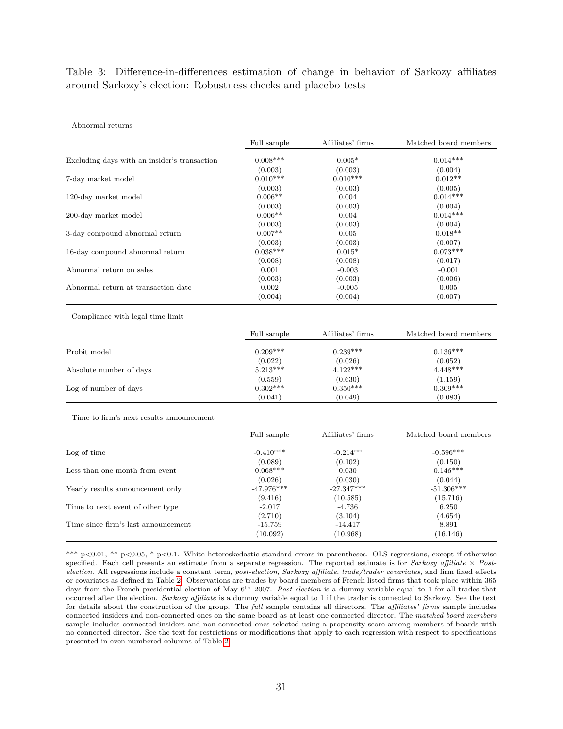Table 3: Difference-in-differences estimation of change in behavior of Sarkozy affiliates around Sarkozy's election: Robustness checks and placebo tests

| Abnormal returns | Full sample | Affiliates' firms | Matched board members |
|---|---|---|---|
| Excluding days with an insider's transaction | 0.008*** | 0.005* | 0.014*** |
| | (0.003) | (0.003) | (0.004) |
| 7-day market model | 0.010*** | 0.010*** | 0.012** |
| | (0.003) | (0.003) | (0.005) |
| 120-day market model | 0.006** | 0.004 | 0.014*** |
| | (0.003) | (0.003) | (0.004) |
| 200-day market model | 0.006** | 0.004 | 0.014*** |
| | (0.003) | (0.003) | (0.004) |
| 3-day compound abnormal return | 0.007** | 0.005 | 0.018** |
| | (0.003) | (0.003) | (0.007) |
| 16-day compound abnormal return | 0.038*** | 0.015* | 0.073*** |
| | (0.008) | (0.008) | (0.017) |
| Abnormal return on sales | 0.001 | -0.003 | -0.001 |
| | (0.003) | (0.003) | (0.006) |
| Abnormal return at transaction date | 0.002 | -0.005 | 0.005 |
| | (0.004) | (0.004) | (0.007) |

| Compliance with legal time limit | Full sample | Affiliates' firms | Matched board members |
|---|---|---|---|
| Probit model | 0.209*** | 0.239*** | 0.136*** |
| | (0.022) | (0.026) | (0.052) |
| Absolute number of days | 5.213*** | 4.122*** | 4.448*** |
| | (0.559) | (0.630) | (1.159) |
| Log of number of days | 0.302*** | 0.350*** | 0.309*** |
| | (0.041) | (0.049) | (0.083) |

| Time to firm's next results announcement | Full sample | Affiliates' firms | Matched board members |
|---|---|---|---|
| Log of time | -0.410*** | -0.214** | -0.596*** |
| | (0.089) | (0.102) | (0.150) |
| Less than one month from event | 0.068*** | 0.030 | 0.146*** |
| | (0.026) | (0.030) | (0.044) |
| Yearly results announcement only | -47.976*** | -27.347*** | -51.306*** |
| | (9.416) | (10.585) | (15.716) |
| Time to next event of other type | -2.017 | -4.736 | 6.250 |
| | (2.710) | (3.104) | (4.654) |
| Time since firm's last announcement | -15.759 | -14.417 | 8.891 |
| | (10.092) | (10.968) | (16.146) |

*** p<0.01, ** p<0.05, * p<0.1. White heteroskedastic standard errors in parentheses. OLS regressions, except if otherwise specified. Each cell presents an estimate from a separate regression. The reported estimate is for *Sarkozy affiliate* × *Post-election*. All regressions include a constant term, *post-election*, *Sarkozy affiliate*, *trade/trader covariates*, and firm fixed effects or covariates as defined in Table 2. Observations are trades by board members of French listed firms that took place within 365 days from the French presidential election of May 6th 2007. *Post-election* is a dummy variable equal to 1 for all trades that occurred after the election. *Sarkozy affiliate* is a dummy variable equal to 1 if the trader is connected to Sarkozy. See the text for details about the construction of the group. The *full* sample contains all directors. The *affiliates' firms* sample includes connected insiders and non-connected ones on the same board as at least one connected director. The *matched board members* sample includes connected insiders and non-connected ones selected using a propensity score among members of boards with no connected director. See the text for restrictions or modifications that apply to each regression with respect to specifications presented in even-numbered columns of Table 2.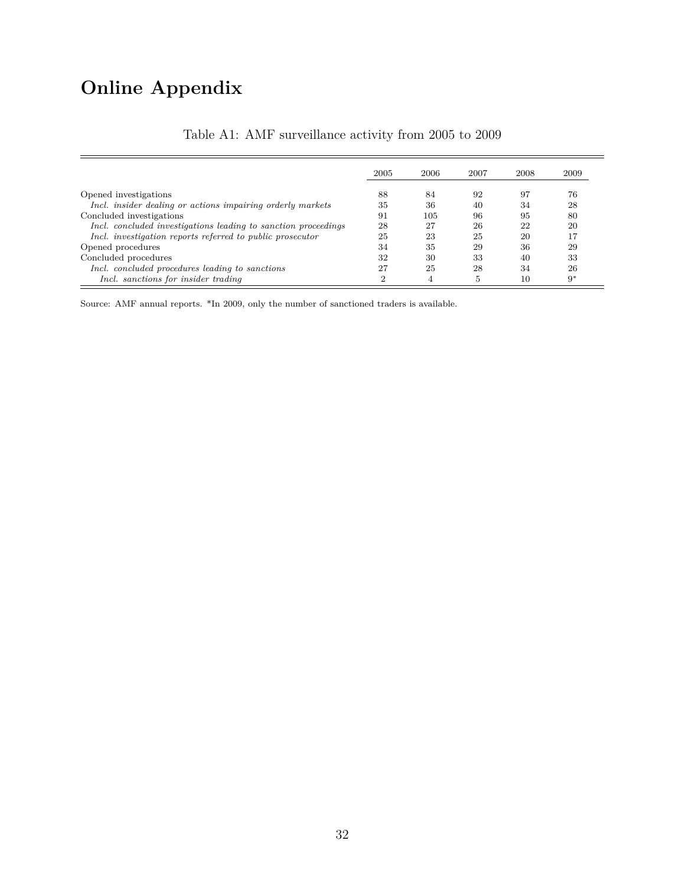# Online Appendix

Table A1: AMF surveillance activity from 2005 to 2009

| | 2005 | 2006 | 2007 | 2008 | 2009 |
|---|---|---|---|---|---|
| Opened investigations | 88 | 84 | 92 | 97 | 76 |
| *Incl. insider dealing or actions impairing orderly markets* | 35 | 36 | 40 | 34 | 28 |
| Concluded investigations | 91 | 105 | 96 | 95 | 80 |
| *Incl. concluded investigations leading to sanction proceedings* | 28 | 27 | 26 | 22 | 20 |
| *Incl. investigation reports referred to public prosecutor* | 25 | 23 | 25 | 20 | 17 |
| Opened procedures | 34 | 35 | 29 | 36 | 29 |
| Concluded procedures | 32 | 30 | 33 | 40 | 33 |
| *Incl. concluded procedures leading to sanctions* | 27 | 25 | 28 | 34 | 26 |
| *Incl. sanctions for insider trading* | 2 | 4 | 5 | 10 | 9* |

Source: AMF annual reports. *In 2009, only the number of sanctioned traders is available.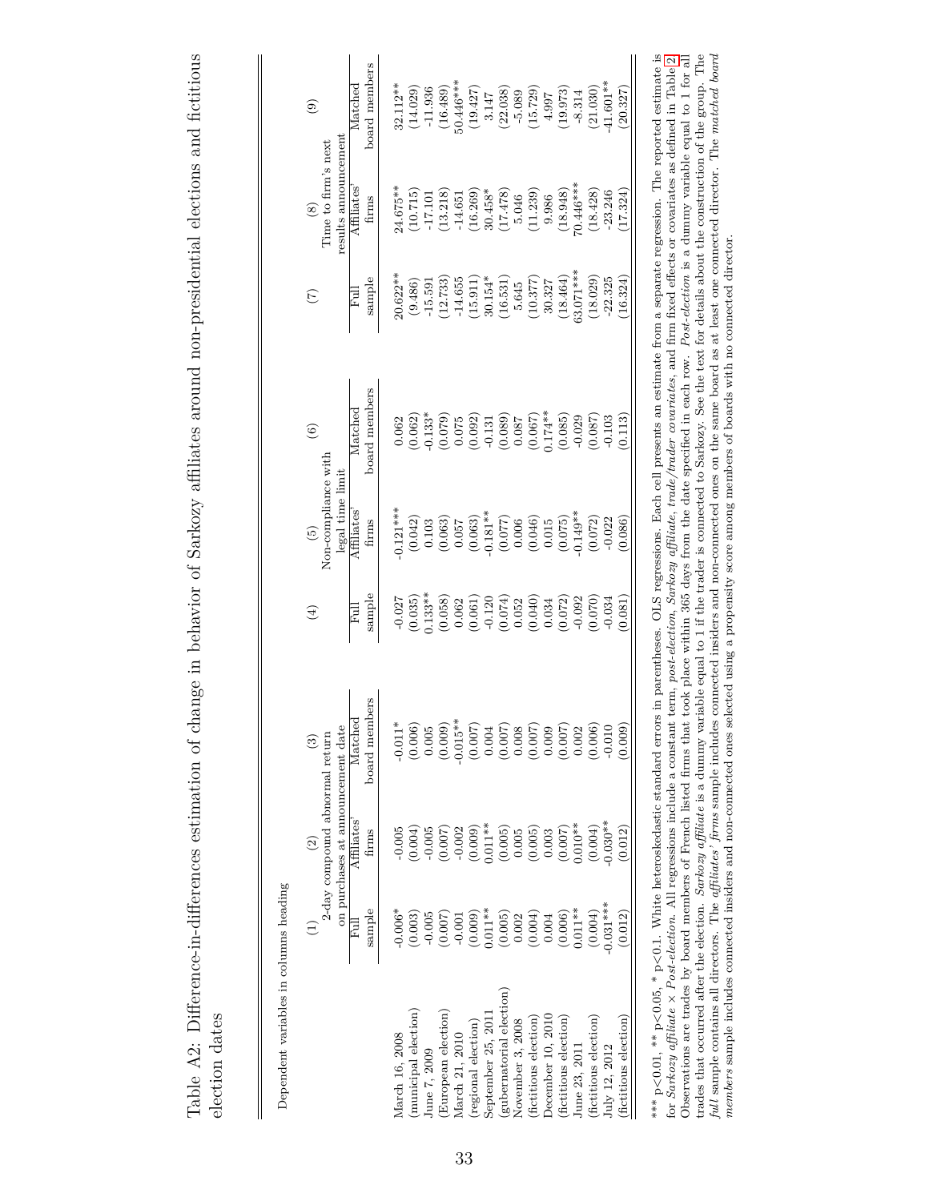Table A2: Difference-in-differences estimation of change in behavior of Sarkozy affiliates around non-presidential elections and fictitious election dates

Dependent variables in columns heading

| | (1) | (2) | (3) | (4) | (5) | (6) | (7) | (8) | (9) |
|---|---|---|---|---|---|---|---|---|---|
| | 2-day compound abnormal return on purchases at announcement date | | | Non-compliance with legal time limit | | | Time to firm's next results announcement | | |
| | Full sample | Affiliates' firms | Matched board members | Full sample | Affiliates' firms | Matched board members | Full sample | Affiliates' firms | Matched board members |
| March 16, 2008 | -0.006* | -0.005 | -0.011* | -0.027 | -0.121*** | 0.062 | 20.622** | 24.675** | 32.112** |
| (municipal election) | (0.003) | (0.004) | (0.006) | (0.035) | (0.042) | (0.062) | (9.486) | (10.715) | (14.029) |
| June 7, 2009 | -0.005 | -0.005 | 0.005 | 0.133** | 0.103 | -0.133* | -15.591 | -17.101 | -11.936 |
| (European election) | (0.007) | (0.007) | (0.009) | (0.058) | (0.063) | (0.079) | (12.733) | (13.218) | (16.489) |
| March 21, 2010 | -0.001 | -0.002 | -0.015** | 0.062 | 0.057 | 0.075 | -14.655 | -14.651 | 50.446*** |
| (regional election) | (0.009) | (0.009) | (0.007) | (0.061) | (0.063) | (0.092) | (15.911) | (16.269) | (19.427) |
| September 25, 2011 | 0.011** | 0.011** | 0.004 | -0.120 | -0.181** | -0.131 | 30.154* | 30.458* | 3.147 |
| (gubernatorial election) | (0.005) | (0.005) | (0.007) | (0.074) | (0.077) | (0.089) | (16.531) | (17.478) | (22.038) |
| November 3, 2008 | 0.002 | 0.005 | 0.008 | 0.052 | 0.006 | 0.087 | 5.645 | 5.046 | -5.089 |
| (fictitious election) | (0.004) | (0.005) | (0.007) | (0.040) | (0.046) | (0.067) | (10.377) | (11.239) | (15.729) |
| December 10, 2010 | 0.004 | 0.003 | 0.009 | 0.034 | 0.015 | 0.174** | 30.327 | 9.986 | 4.997 |
| (fictitious election) | (0.006) | (0.007) | (0.007) | (0.072) | (0.075) | (0.085) | (18.464) | (18.948) | (19.973) |
| June 23, 2011 | 0.011** | 0.010** | 0.002 | -0.092 | -0.149** | -0.029 | 63.071*** | 70.446*** | -8.314 |
| (fictitious election) | (0.004) | (0.004) | (0.006) | (0.070) | (0.072) | (0.087) | (18.029) | (18.428) | (21.030) |
| July 12, 2012 | -0.031*** | -0.030** | -0.010 | -0.034 | -0.022 | -0.103 | -22.325 | -23.246 | -41.601** |
| (fictitious election) | (0.012) | (0.012) | (0.009) | (0.081) | (0.086) | (0.113) | (16.324) | (17.324) | (20.327) |

*** p<0.01, ** p<0.05, * p<0.1. White heteroskedastic standard errors in parentheses. OLS regressions. Each cell presents an estimate from a separate regression. The reported estimate is for *Sarkozy affiliate* × *Post-election*. All regressions include a constant term, *post-election*, *Sarkozy affiliate*, *trade/trader covariates*, and firm fixed effects or covariates as defined in Table 2. Observations are trades by board members of French listed firms that took place within 365 days from the date specified in each row. *Post-election* is a dummy variable equal to 1 for all trades that occurred after the election. *Sarkozy affiliate* is a dummy variable equal to 1 if the trader is connected to Sarkozy. See the text for details about the construction of the group. The *full* sample contains all directors. The *affiliates' firms* sample includes connected insiders and non-connected ones on the same board as at least one connected director. The *matched board members* sample includes connected insiders and non-connected ones selected using a propensity score among members of boards with no connected director.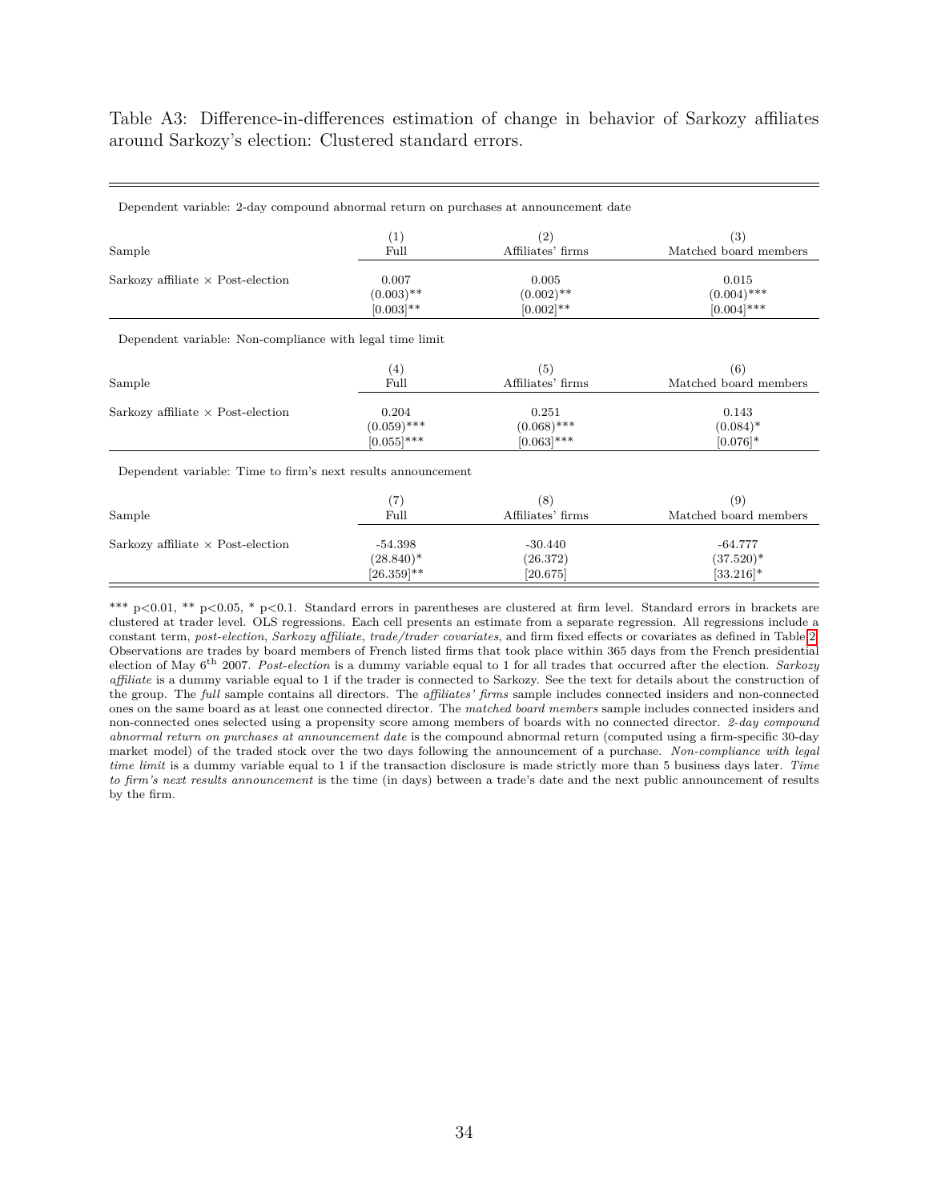Table A3: Difference-in-differences estimation of change in behavior of Sarkozy affiliates around Sarkozy's election: Clustered standard errors.

| Dependent variable: 2-day compound abnormal return on purchases at announcement date | | | |
|---|---|---|---|
| | (1) | (2) | (3) |
| Sample | Full | Affiliates' firms | Matched board members |
| Sarkozy affiliate × Post-election | 0.007 | 0.005 | 0.015 |
| | (0.003)** | (0.002)** | (0.004)*** |
| | [0.003]** | [0.002]** | [0.004]*** |
| **Dependent variable: Non-compliance with legal time limit** | | | |
| | (4) | (5) | (6) |
| Sample | Full | Affiliates' firms | Matched board members |
| Sarkozy affiliate × Post-election | 0.204 | 0.251 | 0.143 |
| | (0.059)*** | (0.068)*** | (0.084)* |
| | [0.055]*** | [0.063]*** | [0.076]* |
| **Dependent variable: Time to firm's next results announcement** | | | |
| | (7) | (8) | (9) |
| Sample | Full | Affiliates' firms | Matched board members |
| Sarkozy affiliate × Post-election | -54.398 | -30.440 | -64.777 |
| | (28.840)* | (26.372) | (37.520)* |
| | [26.359]** | [20.675] | [33.216]* |

*** p<0.01, ** p<0.05, * p<0.1. Standard errors in parentheses are clustered at firm level. Standard errors in brackets are clustered at trader level. OLS regressions. Each cell presents an estimate from a separate regression. All regressions include a constant term, *post-election*, *Sarkozy affiliate*, *trade/trader covariates*, and firm fixed effects or covariates as defined in Table 2. Observations are trades by board members of French listed firms that took place within 365 days from the French presidential election of May 6$^{\text{th}}$ 2007. *Post-election* is a dummy variable equal to 1 for all trades that occurred after the election. *Sarkozy affiliate* is a dummy variable equal to 1 if the trader is connected to Sarkozy. See the text for details about the construction of the group. The *full* sample contains all directors. The *affiliates' firms* sample includes connected insiders and non-connected ones on the same board as at least one connected director. The *matched board members* sample includes connected insiders and non-connected ones selected using a propensity score among members of boards with no connected director. *2-day compound abnormal return on purchases at announcement date* is the compound abnormal return (computed using a firm-specific 30-day market model) of the traded stock over the two days following the announcement of a purchase. *Non-compliance with legal time limit* is a dummy variable equal to 1 if the transaction disclosure is made strictly more than 5 business days later. *Time to firm's next results announcement* is the time (in days) between a trade's date and the next public announcement of results by the firm.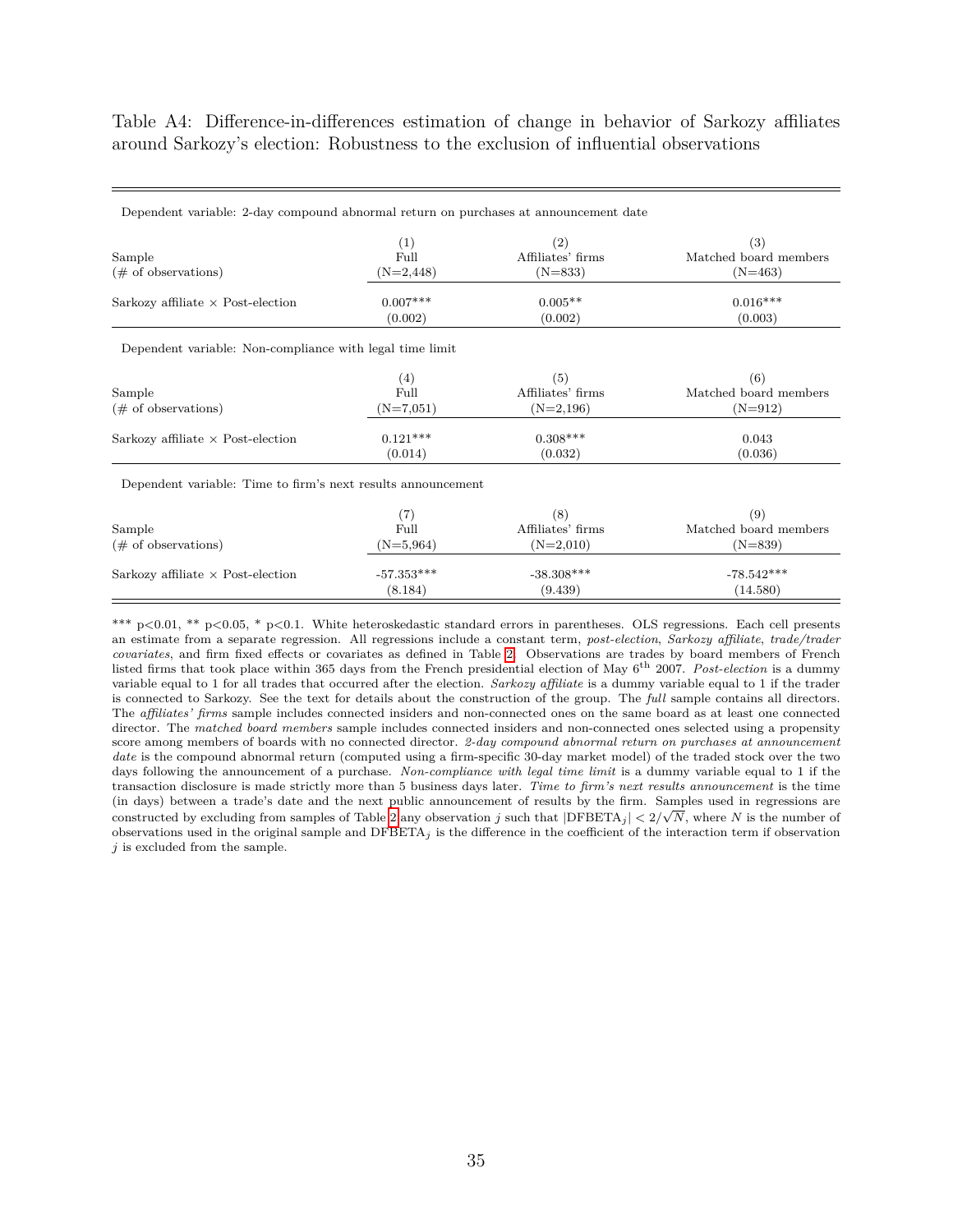Table A4: Difference-in-differences estimation of change in behavior of Sarkozy affiliates around Sarkozy's election: Robustness to the exclusion of influential observations

| Dependent variable: 2-day compound abnormal return on purchases at announcement date | | | |
|---|---|---|---|
| | (1) | (2) | (3) |
| Sample | Full | Affiliates' firms | Matched board members |
| (# of observations) | (N=2,448) | (N=833) | (N=463) |
| Sarkozy affiliate × Post-election | 0.007*** | 0.005** | 0.016*** |
| | (0.002) | (0.002) | (0.003) |
| **Dependent variable: Non-compliance with legal time limit** | | | |
| | (4) | (5) | (6) |
| Sample | Full | Affiliates' firms | Matched board members |
| (# of observations) | (N=7,051) | (N=2,196) | (N=912) |
| Sarkozy affiliate × Post-election | 0.121*** | 0.308*** | 0.043 |
| | (0.014) | (0.032) | (0.036) |
| **Dependent variable: Time to firm's next results announcement** | | | |
| | (7) | (8) | (9) |
| Sample | Full | Affiliates' firms | Matched board members |
| (# of observations) | (N=5,964) | (N=2,010) | (N=839) |
| Sarkozy affiliate × Post-election | -57.353*** | -38.308*** | -78.542*** |
| | (8.184) | (9.439) | (14.580) |

*** p<0.01, ** p<0.05, * p<0.1. White heteroskedastic standard errors in parentheses. OLS regressions. Each cell presents an estimate from a separate regression. All regressions include a constant term, *post-election*, *Sarkozy affiliate*, *trade/trader covariates*, and firm fixed effects or covariates as defined in Table 2. Observations are trades by board members of French listed firms that took place within 365 days from the French presidential election of May 6th 2007. *Post-election* is a dummy variable equal to 1 for all trades that occurred after the election. *Sarkozy affiliate* is a dummy variable equal to 1 if the trader is connected to Sarkozy. See the text for details about the construction of the group. The *full* sample contains all directors. The *affiliates' firms* sample includes connected insiders and non-connected ones on the same board as at least one connected director. The *matched board members* sample includes connected insiders and non-connected ones selected using a propensity score among members of boards with no connected director. *2-day compound abnormal return on purchases at announcement date* is the compound abnormal return (computed using a firm-specific 30-day market model) of the traded stock over the two days following the announcement of a purchase. *Non-compliance with legal time limit* is a dummy variable equal to 1 if the transaction disclosure is made strictly more than 5 business days later. *Time to firm's next results announcement* is the time (in days) between a trade's date and the next public announcement of results by the firm. Samples used in regressions are constructed by excluding from samples of Table 2 any observation $j$ such that $|\text{DFBETA}_j| < 2/\sqrt{N}$, where $N$ is the number of observations used in the original sample and $\text{DFBETA}_j$ is the difference in the coefficient of the interaction term if observation $j$ is excluded from the sample.